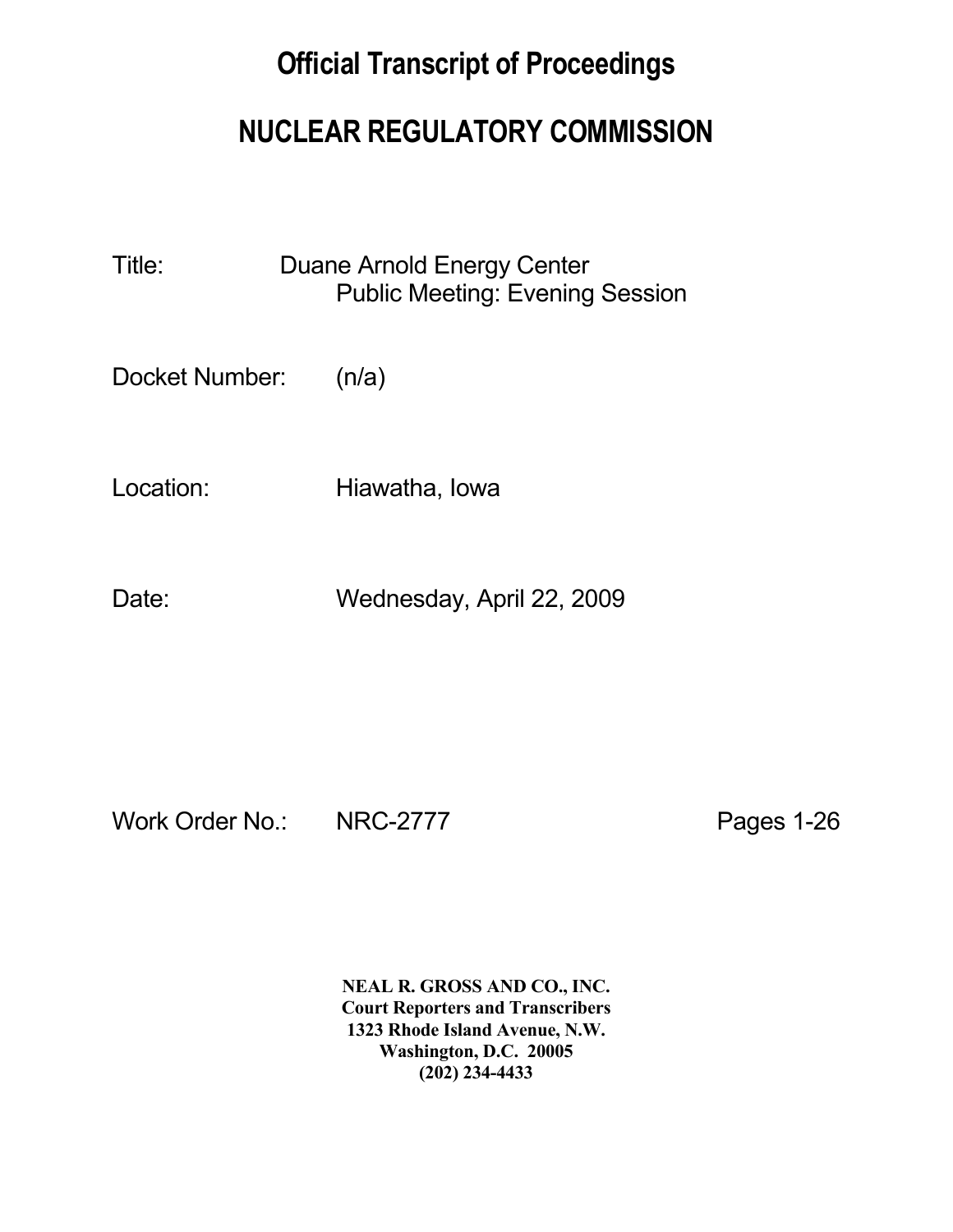# Official Transcript of Proceedings

# NUCLEAR REGULATORY COMMISSION

Title: Duane Arnold Energy Center
Public Meeting: Evening Session

Docket Number: (n/a)

Location: Hiawatha, Iowa

Date: Wednesday, April 22, 2009

Work Order No.: NRC-2777 Pages 1-26

**NEAL R. GROSS AND CO., INC.**
**Court Reporters and Transcribers**
**1323 Rhode Island Avenue, N.W.**
**Washington, D.C. 20005**
**(202) 234-4433**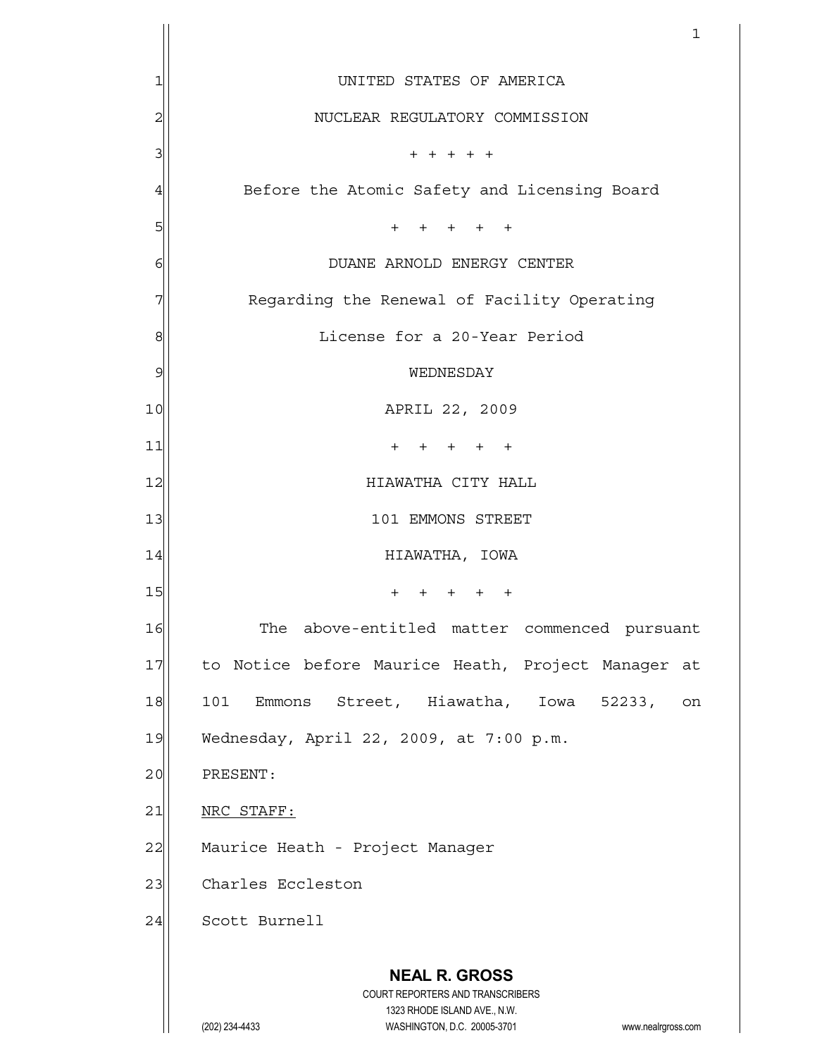UNITED STATES OF AMERICA

NUCLEAR REGULATORY COMMISSION

\+ + + + +

Before the Atomic Safety and Licensing Board

\+ + + + +

DUANE ARNOLD ENERGY CENTER

Regarding the Renewal of Facility Operating License for a 20-Year Period

WEDNESDAY

APRIL 22, 2009

\+ + + + +

HIAWATHA CITY HALL

101 EMMONS STREET

HIAWATHA, IOWA

\+ + + + +

The above-entitled matter commenced pursuant to Notice before Maurice Heath, Project Manager at 101 Emmons Street, Hiawatha, Iowa 52233, on Wednesday, April 22, 2009, at 7:00 p.m.

PRESENT:

NRC STAFF:

Maurice Heath - Project Manager

Charles Eccleston

Scott Burnell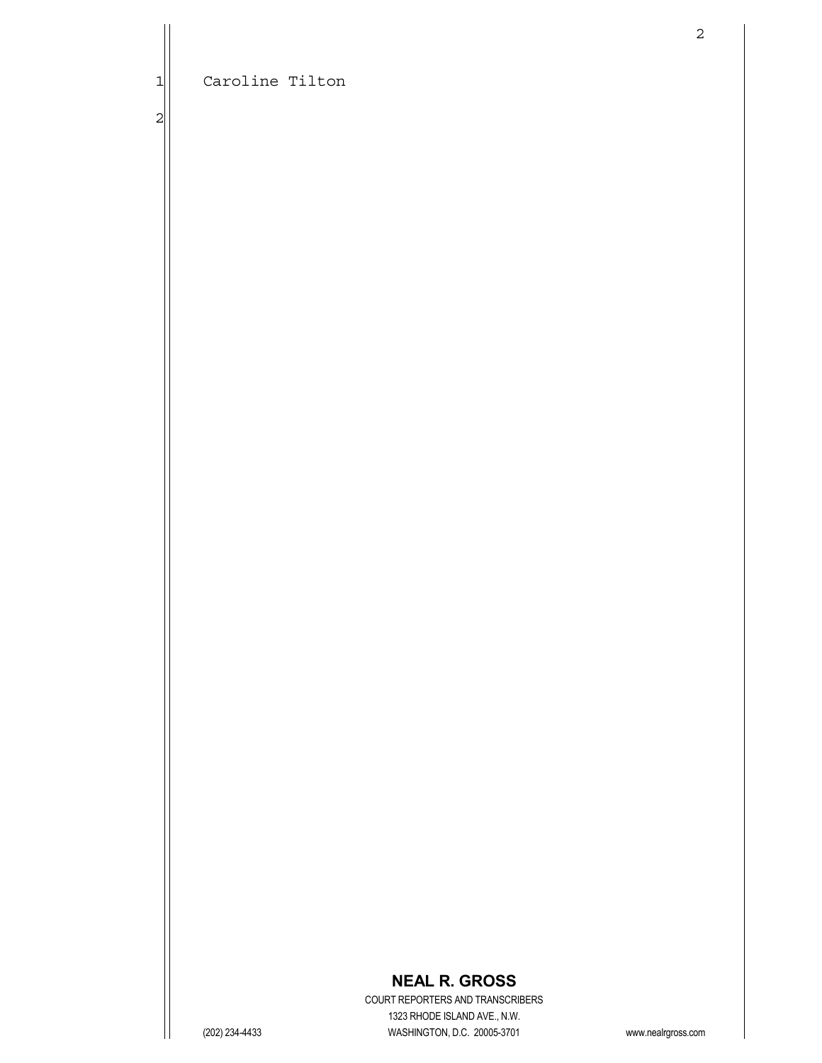Caroline Tilton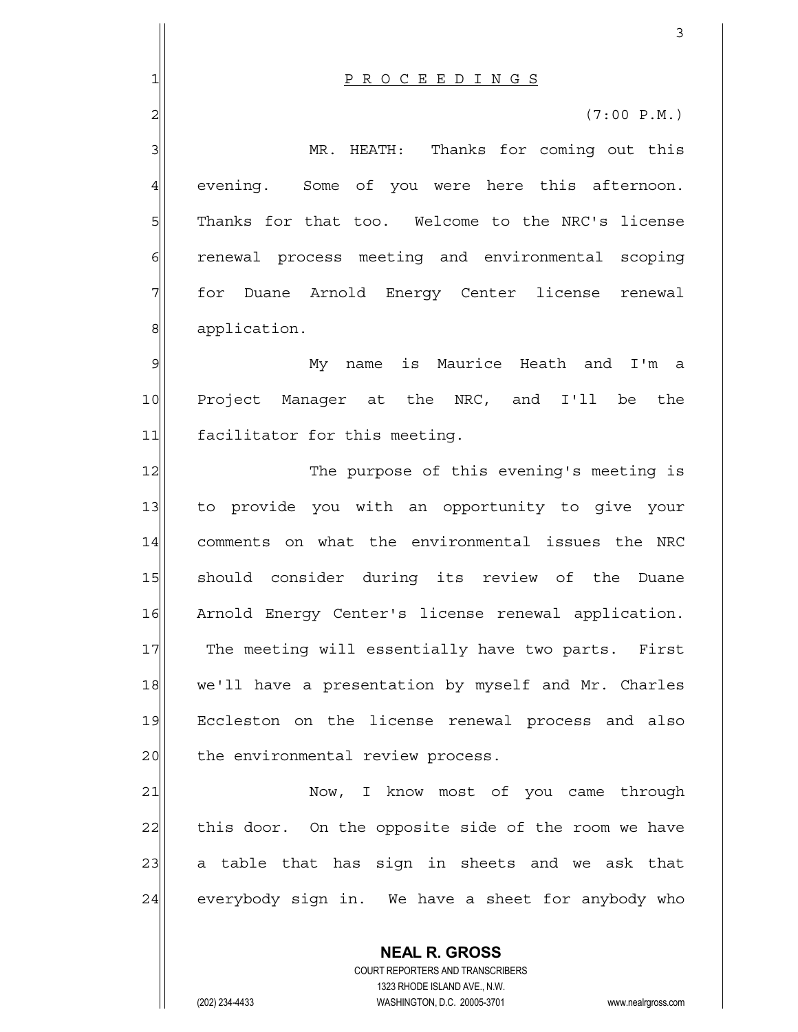PROCEEDINGS

(7:00 P.M.)

MR. HEATH: Thanks for coming out this evening. Some of you were here this afternoon. Thanks for that too. Welcome to the NRC's license renewal process meeting and environmental scoping for Duane Arnold Energy Center license renewal application.

My name is Maurice Heath and I'm a Project Manager at the NRC, and I'll be the facilitator for this meeting.

The purpose of this evening's meeting is to provide you with an opportunity to give your comments on what the environmental issues the NRC should consider during its review of the Duane Arnold Energy Center's license renewal application. The meeting will essentially have two parts. First we'll have a presentation by myself and Mr. Charles Eccleston on the license renewal process and also the environmental review process.

Now, I know most of you came through this door. On the opposite side of the room we have a table that has sign in sheets and we ask that everybody sign in. We have a sheet for anybody who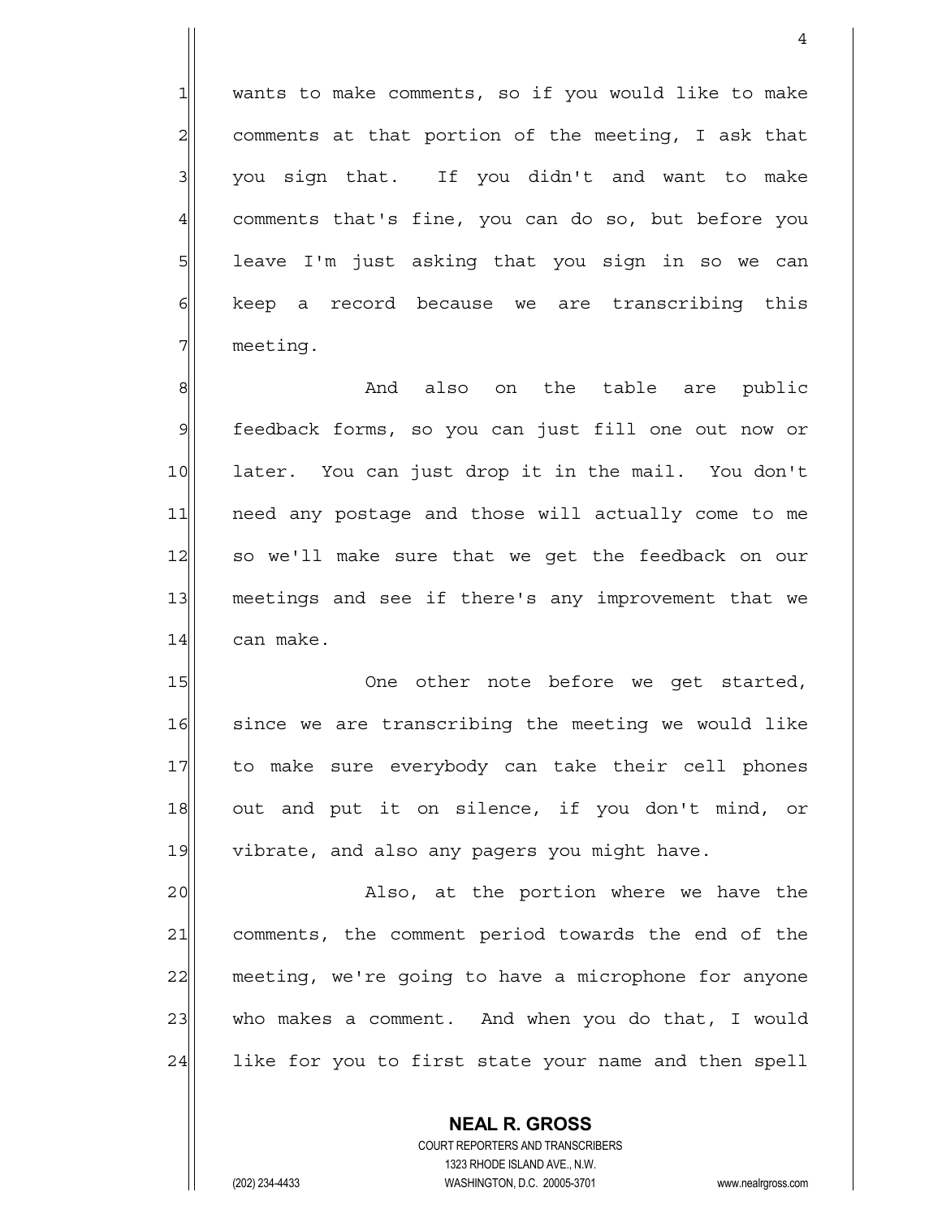wants to make comments, so if you would like to make comments at that portion of the meeting, I ask that you sign that. If you didn't and want to make comments that's fine, you can do so, but before you leave I'm just asking that you sign in so we can keep a record because we are transcribing this meeting.

And also on the table are public feedback forms, so you can just fill one out now or later. You can just drop it in the mail. You don't need any postage and those will actually come to me so we'll make sure that we get the feedback on our meetings and see if there's any improvement that we can make.

One other note before we get started, since we are transcribing the meeting we would like to make sure everybody can take their cell phones out and put it on silence, if you don't mind, or vibrate, and also any pagers you might have.

Also, at the portion where we have the comments, the comment period towards the end of the meeting, we're going to have a microphone for anyone who makes a comment. And when you do that, I would like for you to first state your name and then spell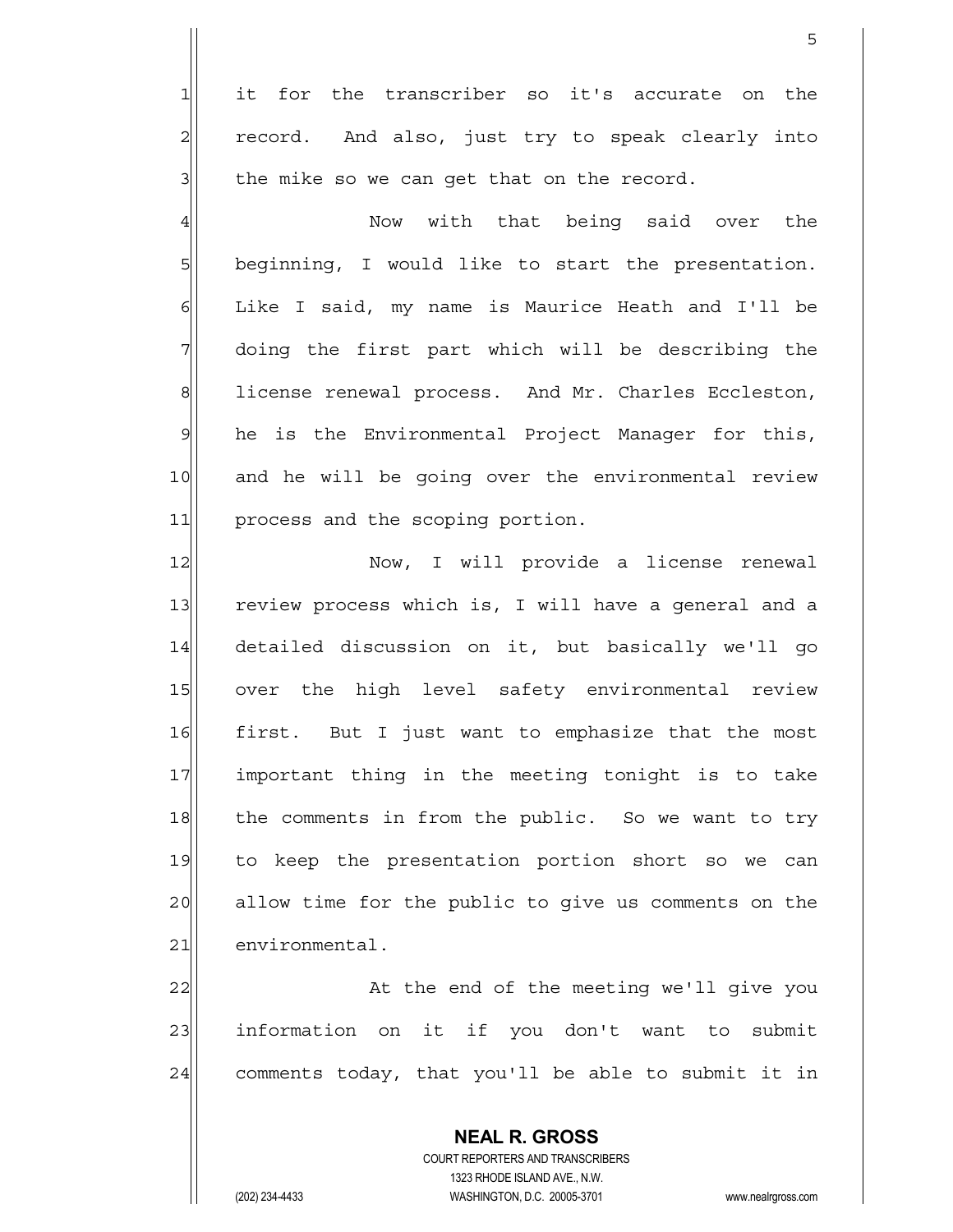it for the transcriber so it's accurate on the record. And also, just try to speak clearly into the mike so we can get that on the record.

Now with that being said over the beginning, I would like to start the presentation. Like I said, my name is Maurice Heath and I'll be doing the first part which will be describing the license renewal process. And Mr. Charles Eccleston, he is the Environmental Project Manager for this, and he will be going over the environmental review process and the scoping portion.

Now, I will provide a license renewal review process which is, I will have a general and a detailed discussion on it, but basically we'll go over the high level safety environmental review first. But I just want to emphasize that the most important thing in the meeting tonight is to take the comments in from the public. So we want to try to keep the presentation portion short so we can allow time for the public to give us comments on the environmental.

At the end of the meeting we'll give you information on it if you don't want to submit comments today, that you'll be able to submit it in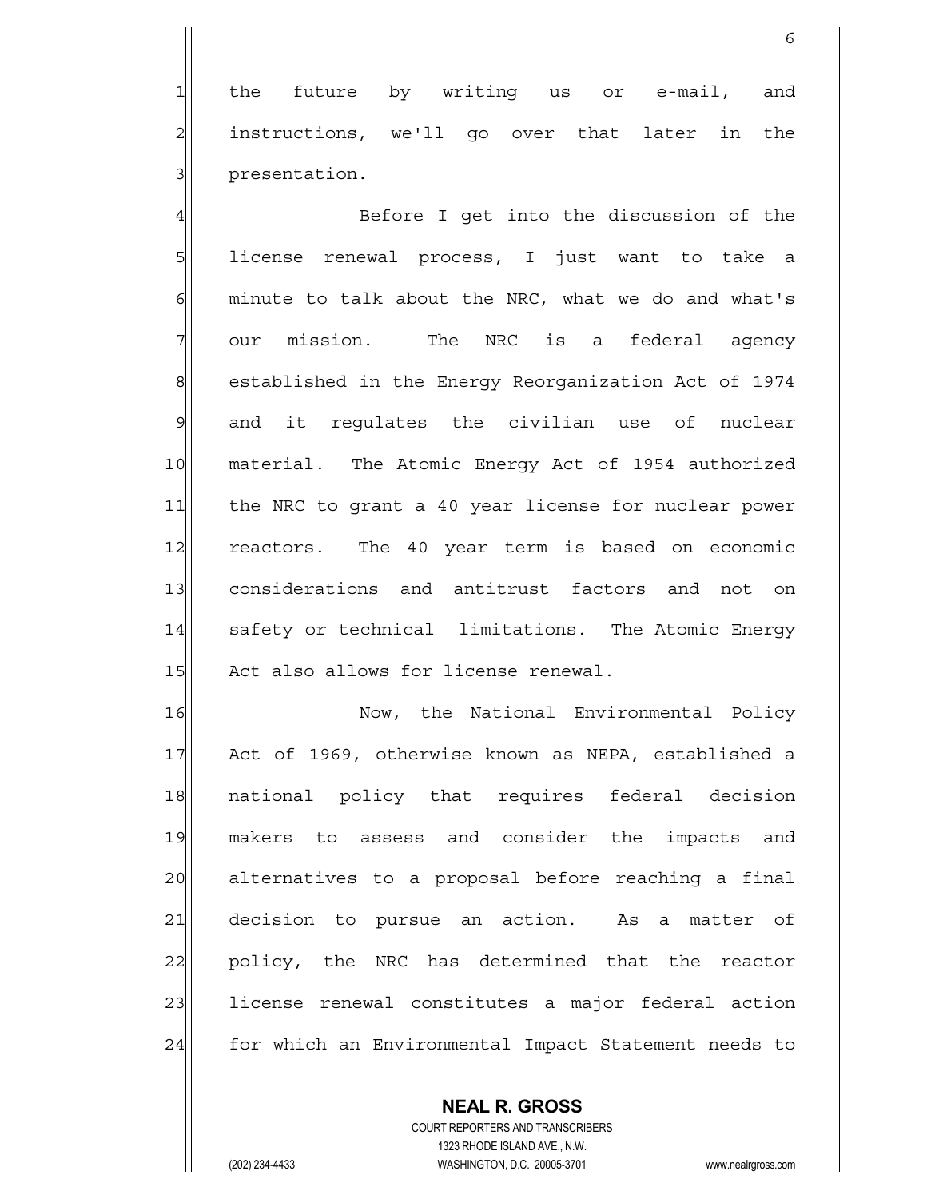the future by writing us or e-mail, and instructions, we'll go over that later in the presentation.

Before I get into the discussion of the license renewal process, I just want to take a minute to talk about the NRC, what we do and what's our mission. The NRC is a federal agency established in the Energy Reorganization Act of 1974 and it regulates the civilian use of nuclear material. The Atomic Energy Act of 1954 authorized the NRC to grant a 40 year license for nuclear power reactors. The 40 year term is based on economic considerations and antitrust factors and not on safety or technical limitations. The Atomic Energy Act also allows for license renewal.

Now, the National Environmental Policy Act of 1969, otherwise known as NEPA, established a national policy that requires federal decision makers to assess and consider the impacts and alternatives to a proposal before reaching a final decision to pursue an action. As a matter of policy, the NRC has determined that the reactor license renewal constitutes a major federal action for which an Environmental Impact Statement needs to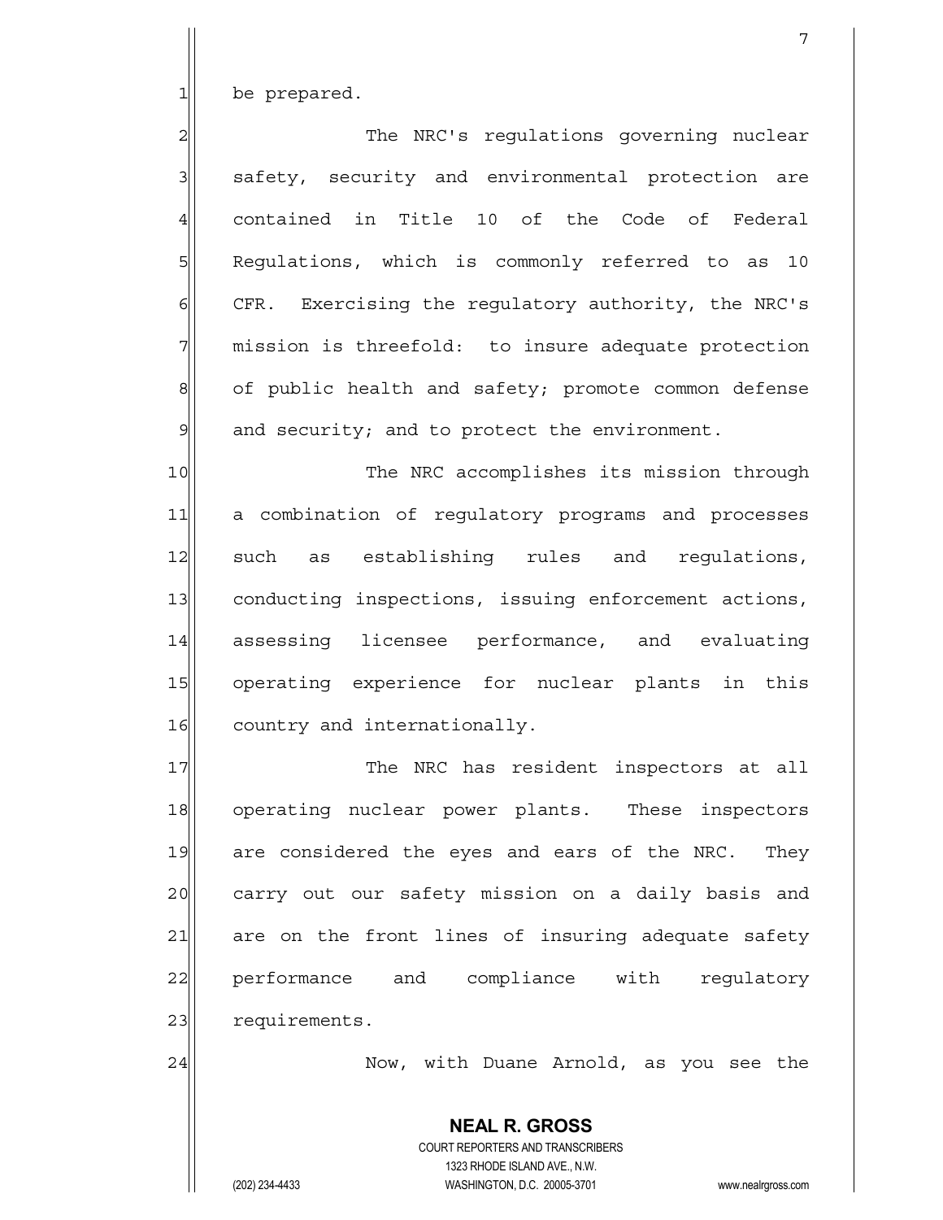be prepared.

The NRC's regulations governing nuclear safety, security and environmental protection are contained in Title 10 of the Code of Federal Regulations, which is commonly referred to as 10 CFR. Exercising the regulatory authority, the NRC's mission is threefold: to insure adequate protection of public health and safety; promote common defense and security; and to protect the environment.

The NRC accomplishes its mission through a combination of regulatory programs and processes such as establishing rules and regulations, conducting inspections, issuing enforcement actions, assessing licensee performance, and evaluating operating experience for nuclear plants in this country and internationally.

The NRC has resident inspectors at all operating nuclear power plants. These inspectors are considered the eyes and ears of the NRC. They carry out our safety mission on a daily basis and are on the front lines of insuring adequate safety performance and compliance with regulatory requirements.

Now, with Duane Arnold, as you see the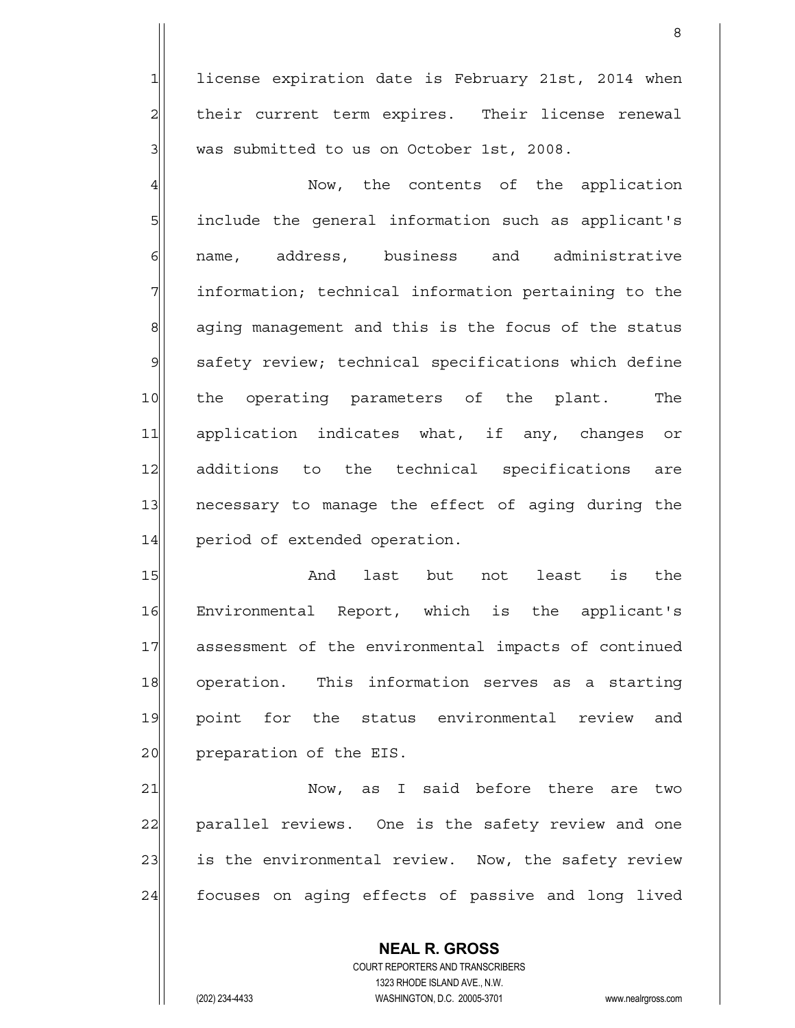license expiration date is February 21st, 2014 when their current term expires. Their license renewal was submitted to us on October 1st, 2008.

Now, the contents of the application include the general information such as applicant's name, address, business and administrative information; technical information pertaining to the aging management and this is the focus of the status safety review; technical specifications which define the operating parameters of the plant. The application indicates what, if any, changes or additions to the technical specifications are necessary to manage the effect of aging during the period of extended operation.

And last but not least is the Environmental Report, which is the applicant's assessment of the environmental impacts of continued operation. This information serves as a starting point for the status environmental review and preparation of the EIS.

Now, as I said before there are two parallel reviews. One is the safety review and one is the environmental review. Now, the safety review focuses on aging effects of passive and long lived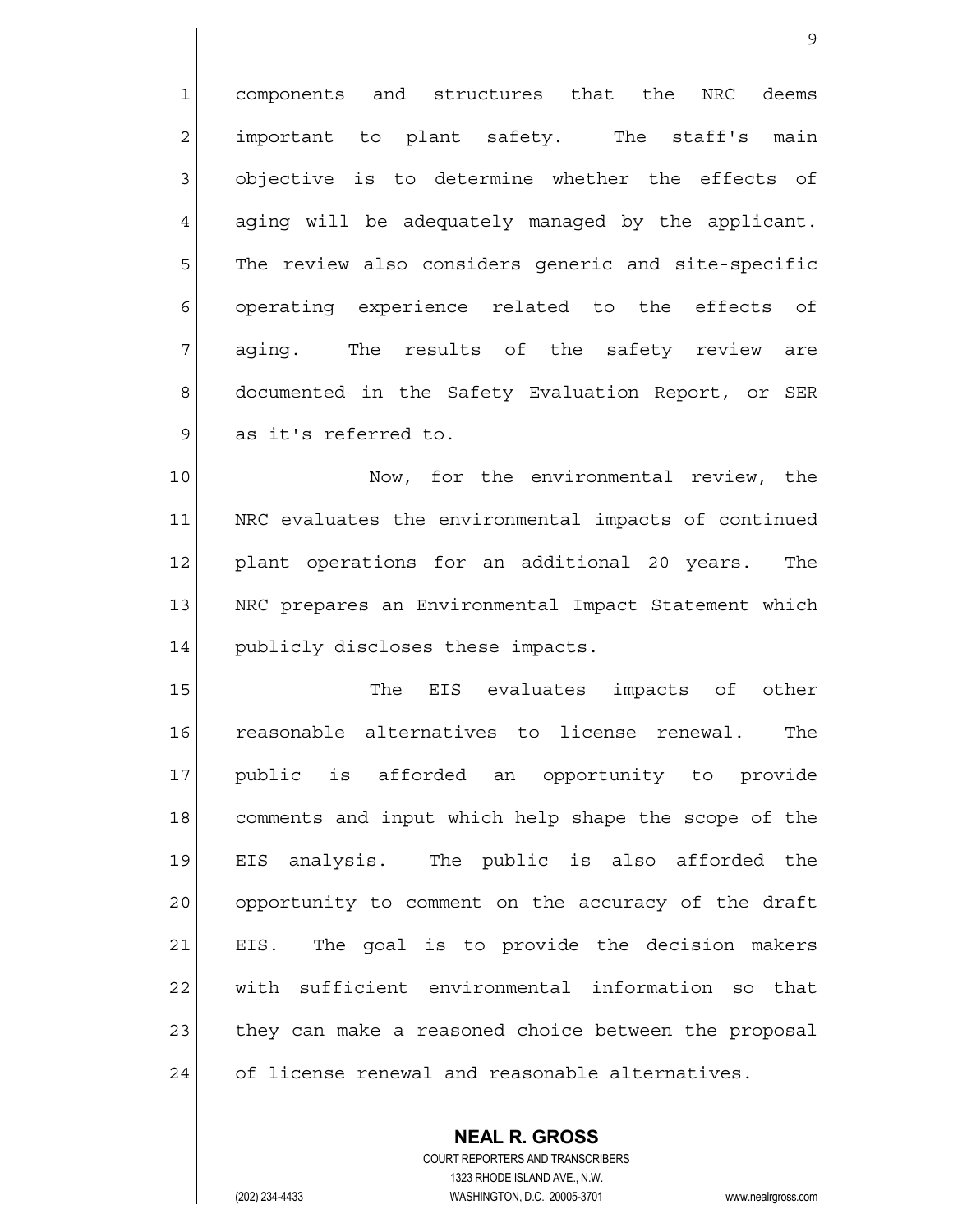components and structures that the NRC deems important to plant safety. The staff's main objective is to determine whether the effects of aging will be adequately managed by the applicant. The review also considers generic and site-specific operating experience related to the effects of aging. The results of the safety review are documented in the Safety Evaluation Report, or SER as it's referred to.

Now, for the environmental review, the NRC evaluates the environmental impacts of continued plant operations for an additional 20 years. The NRC prepares an Environmental Impact Statement which publicly discloses these impacts.

The EIS evaluates impacts of other reasonable alternatives to license renewal. The public is afforded an opportunity to provide comments and input which help shape the scope of the EIS analysis. The public is also afforded the opportunity to comment on the accuracy of the draft EIS. The goal is to provide the decision makers with sufficient environmental information so that they can make a reasoned choice between the proposal of license renewal and reasonable alternatives.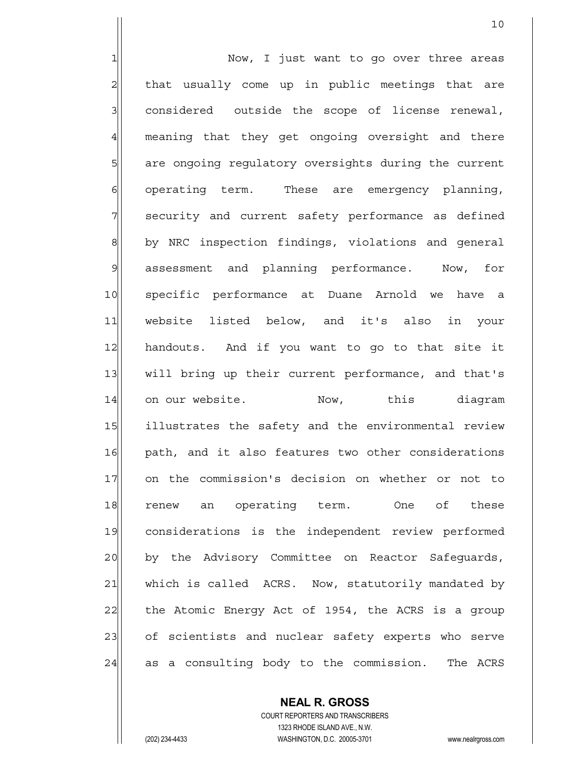Now, I just want to go over three areas that usually come up in public meetings that are considered outside the scope of license renewal, meaning that they get ongoing oversight and there are ongoing regulatory oversights during the current operating term. These are emergency planning, security and current safety performance as defined by NRC inspection findings, violations and general assessment and planning performance. Now, for specific performance at Duane Arnold we have a website listed below, and it's also in your handouts. And if you want to go to that site it will bring up their current performance, and that's on our website. Now, this diagram illustrates the safety and the environmental review path, and it also features two other considerations on the commission's decision on whether or not to renew an operating term. One of these considerations is the independent review performed by the Advisory Committee on Reactor Safeguards, which is called ACRS. Now, statutorily mandated by the Atomic Energy Act of 1954, the ACRS is a group of scientists and nuclear safety experts who serve as a consulting body to the commission. The ACRS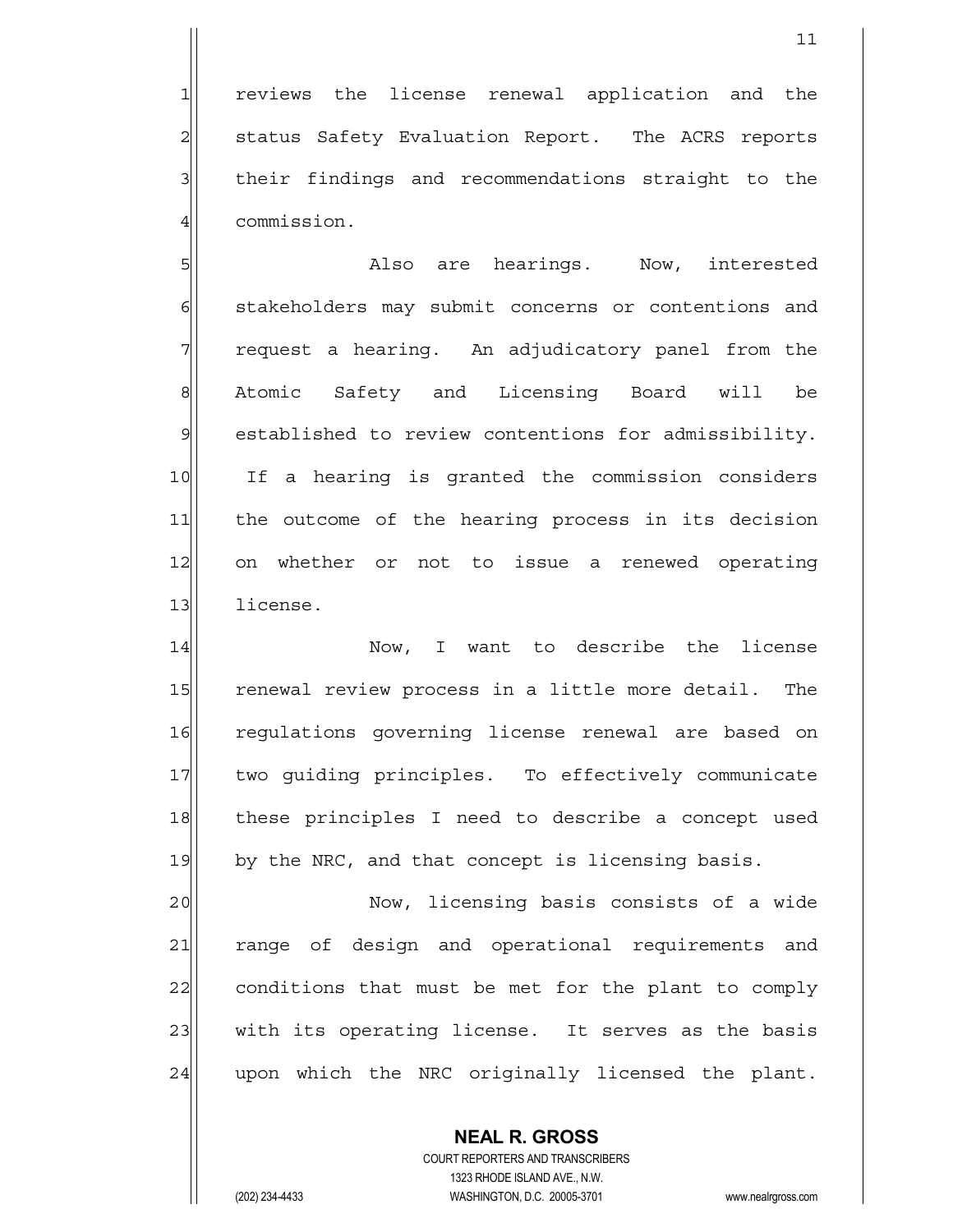reviews the license renewal application and the status Safety Evaluation Report. The ACRS reports their findings and recommendations straight to the commission.

Also are hearings. Now, interested stakeholders may submit concerns or contentions and request a hearing. An adjudicatory panel from the Atomic Safety and Licensing Board will be established to review contentions for admissibility. If a hearing is granted the commission considers the outcome of the hearing process in its decision on whether or not to issue a renewed operating license.

Now, I want to describe the license renewal review process in a little more detail. The regulations governing license renewal are based on two guiding principles. To effectively communicate these principles I need to describe a concept used by the NRC, and that concept is licensing basis.

Now, licensing basis consists of a wide range of design and operational requirements and conditions that must be met for the plant to comply with its operating license. It serves as the basis upon which the NRC originally licensed the plant.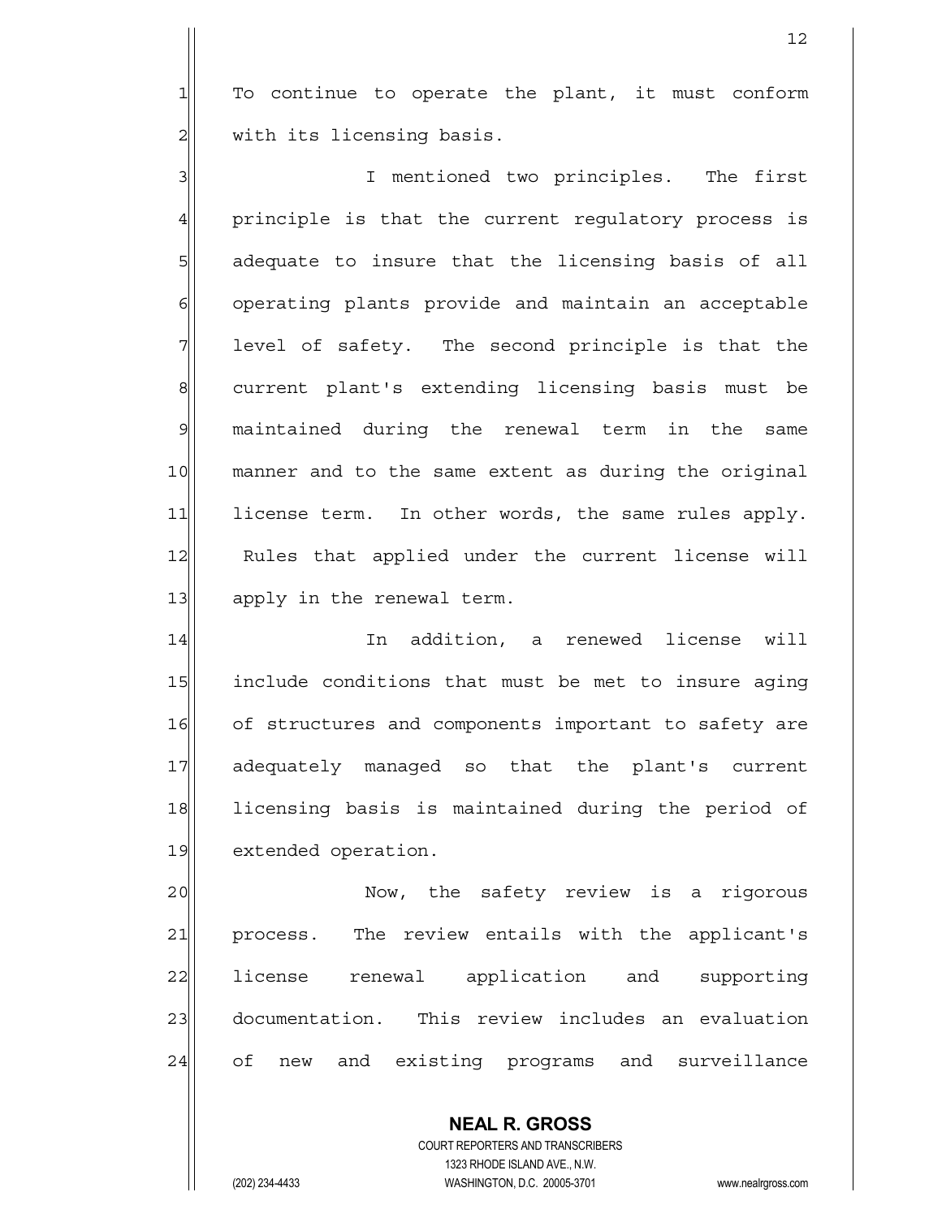To continue to operate the plant, it must conform with its licensing basis.

I mentioned two principles. The first principle is that the current regulatory process is adequate to insure that the licensing basis of all operating plants provide and maintain an acceptable level of safety. The second principle is that the current plant's extending licensing basis must be maintained during the renewal term in the same manner and to the same extent as during the original license term. In other words, the same rules apply. Rules that applied under the current license will apply in the renewal term.

In addition, a renewed license will include conditions that must be met to insure aging of structures and components important to safety are adequately managed so that the plant's current licensing basis is maintained during the period of extended operation.

Now, the safety review is a rigorous process. The review entails with the applicant's license renewal application and supporting documentation. This review includes an evaluation of new and existing programs and surveillance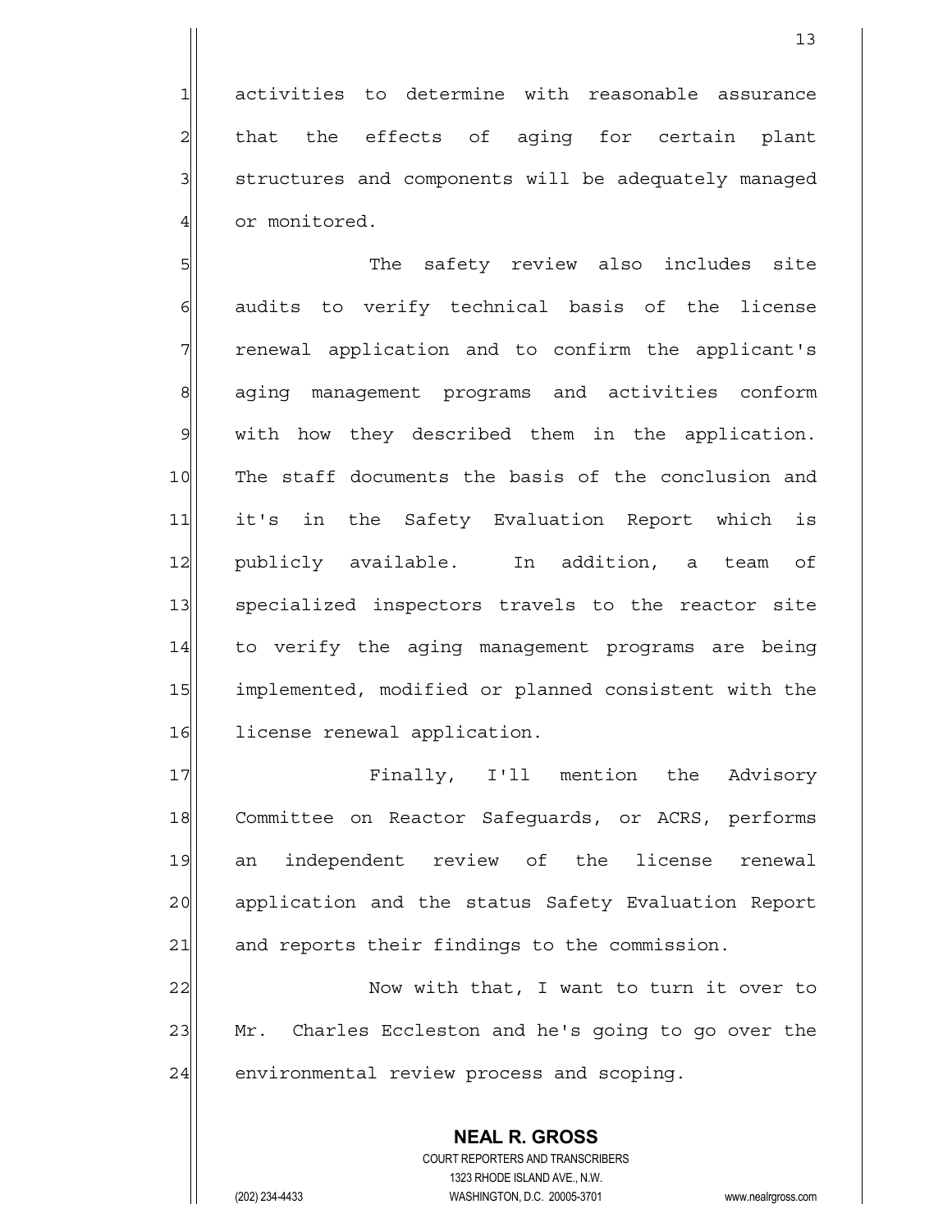activities to determine with reasonable assurance that the effects of aging for certain plant structures and components will be adequately managed or monitored.

The safety review also includes site audits to verify technical basis of the license renewal application and to confirm the applicant's aging management programs and activities conform with how they described them in the application. The staff documents the basis of the conclusion and it's in the Safety Evaluation Report which is publicly available. In addition, a team of specialized inspectors travels to the reactor site to verify the aging management programs are being implemented, modified or planned consistent with the license renewal application.

Finally, I'll mention the Advisory Committee on Reactor Safeguards, or ACRS, performs an independent review of the license renewal application and the status Safety Evaluation Report and reports their findings to the commission.

Now with that, I want to turn it over to Mr. Charles Eccleston and he's going to go over the environmental review process and scoping.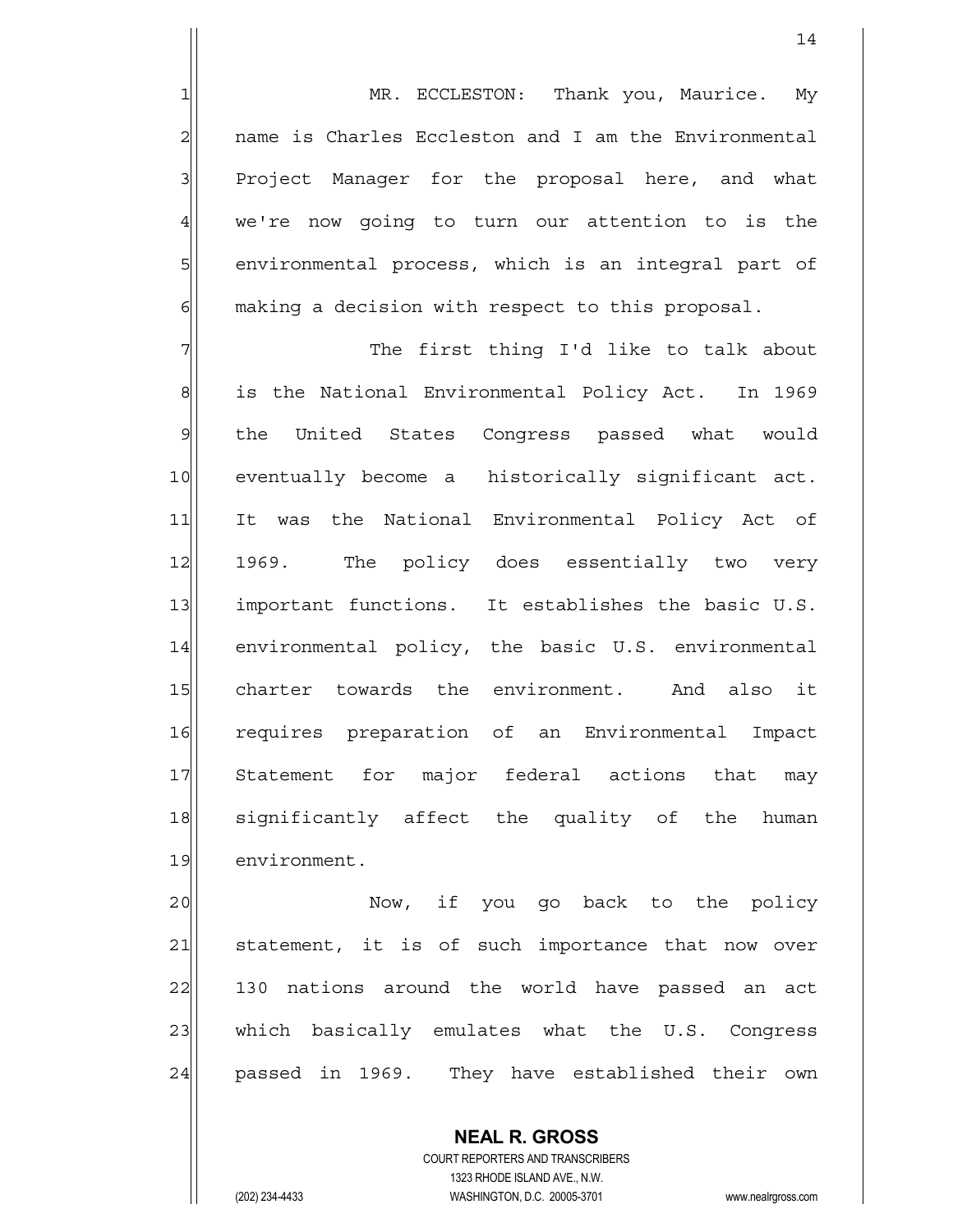MR. ECCLESTON: Thank you, Maurice. My name is Charles Eccleston and I am the Environmental Project Manager for the proposal here, and what we're now going to turn our attention to is the environmental process, which is an integral part of making a decision with respect to this proposal.

The first thing I'd like to talk about is the National Environmental Policy Act. In 1969 the United States Congress passed what would eventually become a historically significant act. It was the National Environmental Policy Act of 1969. The policy does essentially two very important functions. It establishes the basic U.S. environmental policy, the basic U.S. environmental charter towards the environment. And also it requires preparation of an Environmental Impact Statement for major federal actions that may significantly affect the quality of the human environment.

Now, if you go back to the policy statement, it is of such importance that now over 130 nations around the world have passed an act which basically emulates what the U.S. Congress passed in 1969. They have established their own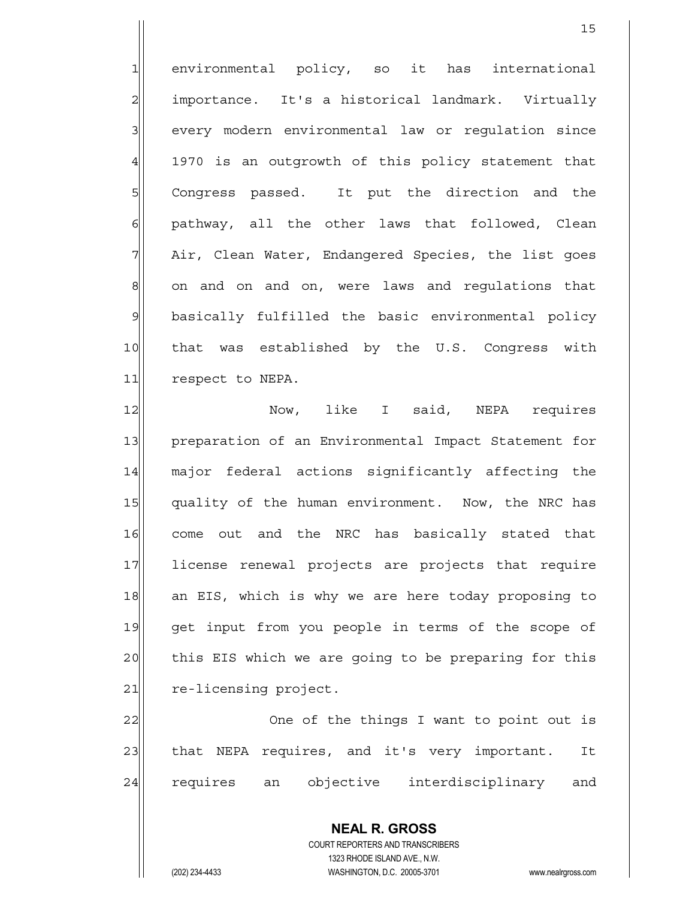environmental policy, so it has international importance. It's a historical landmark. Virtually every modern environmental law or regulation since 1970 is an outgrowth of this policy statement that Congress passed. It put the direction and the pathway, all the other laws that followed, Clean Air, Clean Water, Endangered Species, the list goes on and on and on, were laws and regulations that basically fulfilled the basic environmental policy that was established by the U.S. Congress with respect to NEPA.

Now, like I said, NEPA requires preparation of an Environmental Impact Statement for major federal actions significantly affecting the quality of the human environment. Now, the NRC has come out and the NRC has basically stated that license renewal projects are projects that require an EIS, which is why we are here today proposing to get input from you people in terms of the scope of this EIS which we are going to be preparing for this re-licensing project.

One of the things I want to point out is that NEPA requires, and it's very important. It requires an objective interdisciplinary and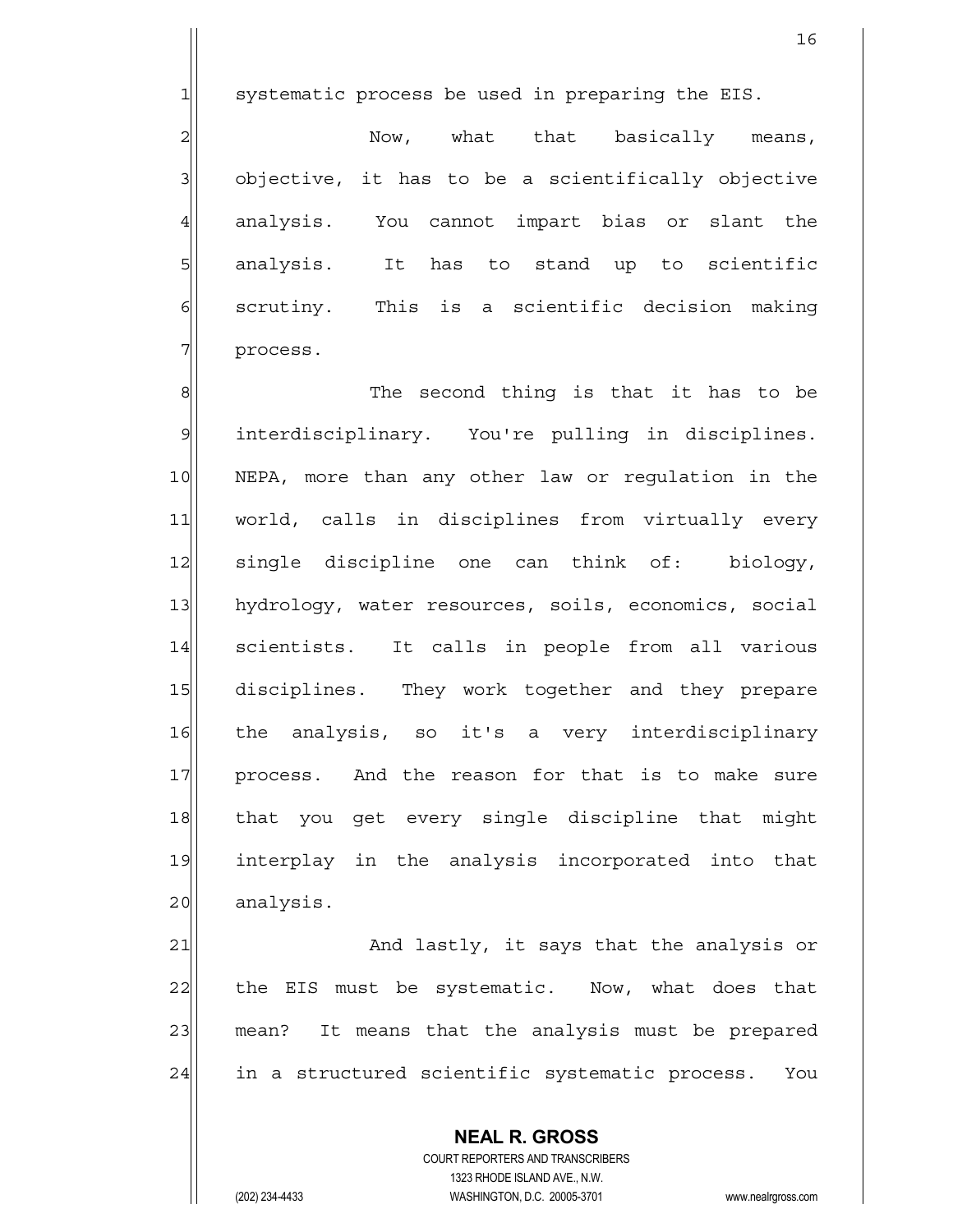systematic process be used in preparing the EIS.

Now, what that basically means, objective, it has to be a scientifically objective analysis. You cannot impart bias or slant the analysis. It has to stand up to scientific scrutiny. This is a scientific decision making process.

The second thing is that it has to be interdisciplinary. You're pulling in disciplines. NEPA, more than any other law or regulation in the world, calls in disciplines from virtually every single discipline one can think of: biology, hydrology, water resources, soils, economics, social scientists. It calls in people from all various disciplines. They work together and they prepare the analysis, so it's a very interdisciplinary process. And the reason for that is to make sure that you get every single discipline that might interplay in the analysis incorporated into that analysis.

And lastly, it says that the analysis or the EIS must be systematic. Now, what does that mean? It means that the analysis must be prepared in a structured scientific systematic process. You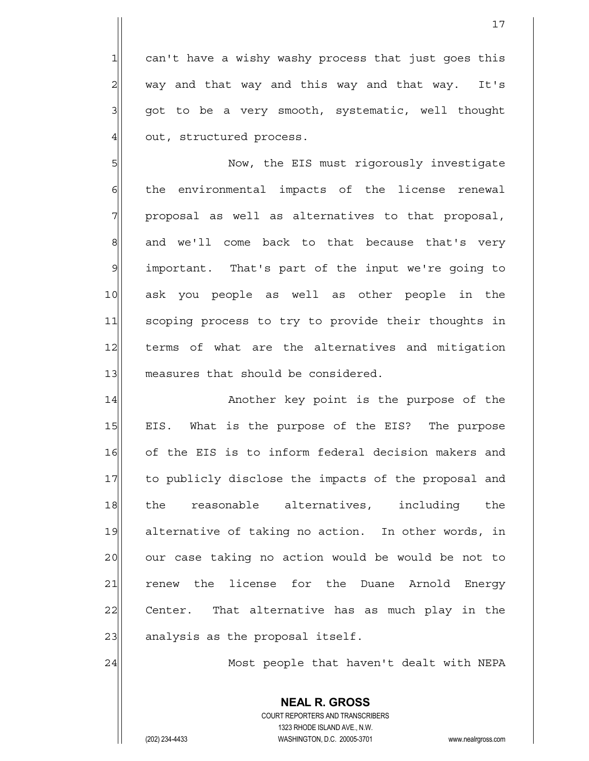can't have a wishy washy process that just goes this way and that way and this way and that way. It's got to be a very smooth, systematic, well thought out, structured process.

Now, the EIS must rigorously investigate the environmental impacts of the license renewal proposal as well as alternatives to that proposal, and we'll come back to that because that's very important. That's part of the input we're going to ask you people as well as other people in the scoping process to try to provide their thoughts in terms of what are the alternatives and mitigation measures that should be considered.

Another key point is the purpose of the EIS. What is the purpose of the EIS? The purpose of the EIS is to inform federal decision makers and to publicly disclose the impacts of the proposal and the reasonable alternatives, including the alternative of taking no action. In other words, in our case taking no action would be would be not to renew the license for the Duane Arnold Energy Center. That alternative has as much play in the analysis as the proposal itself.

Most people that haven't dealt with NEPA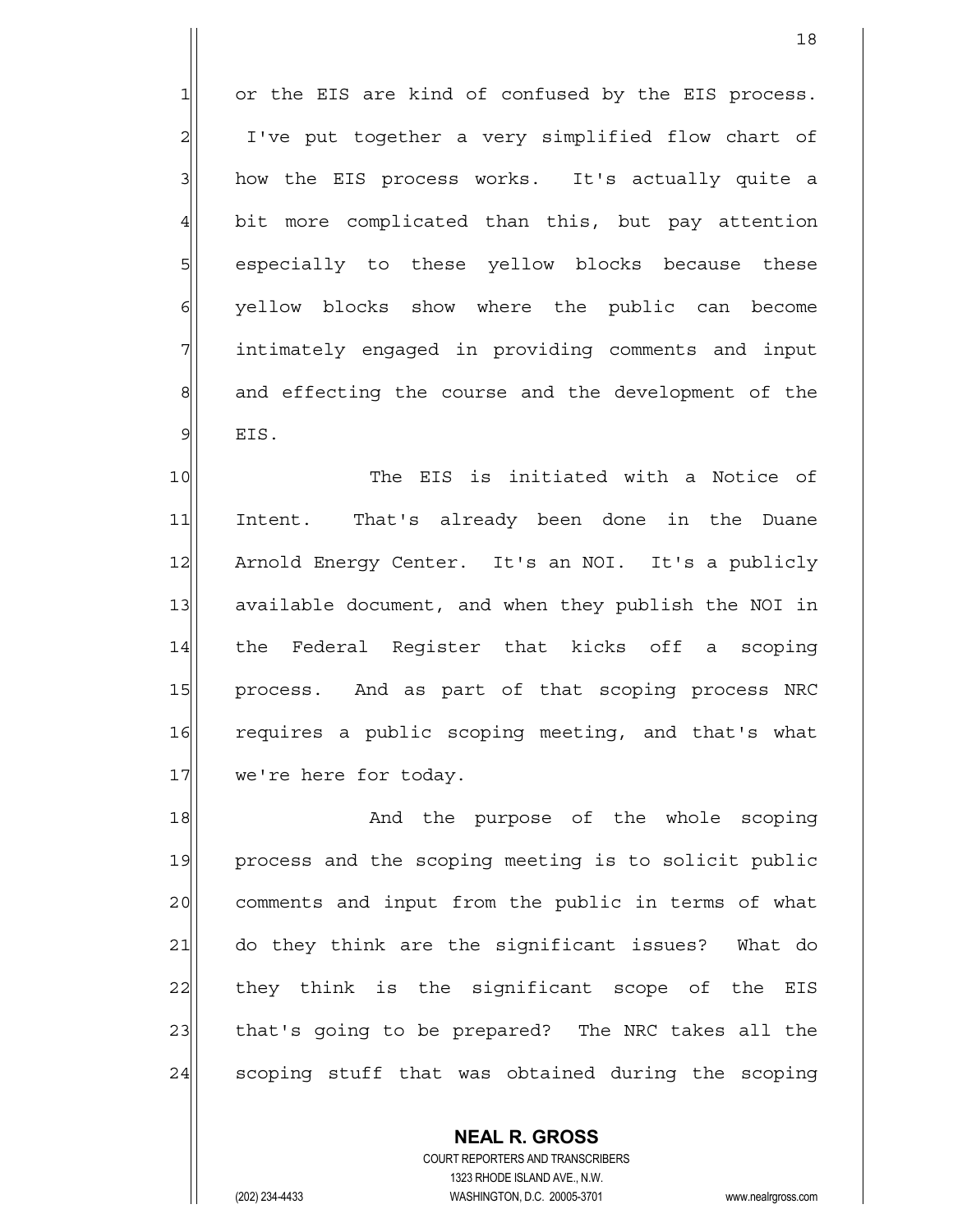or the EIS are kind of confused by the EIS process. I've put together a very simplified flow chart of how the EIS process works. It's actually quite a bit more complicated than this, but pay attention especially to these yellow blocks because these yellow blocks show where the public can become intimately engaged in providing comments and input and effecting the course and the development of the EIS.

The EIS is initiated with a Notice of Intent. That's already been done in the Duane Arnold Energy Center. It's an NOI. It's a publicly available document, and when they publish the NOI in the Federal Register that kicks off a scoping process. And as part of that scoping process NRC requires a public scoping meeting, and that's what we're here for today.

And the purpose of the whole scoping process and the scoping meeting is to solicit public comments and input from the public in terms of what do they think are the significant issues? What do they think is the significant scope of the EIS that's going to be prepared? The NRC takes all the scoping stuff that was obtained during the scoping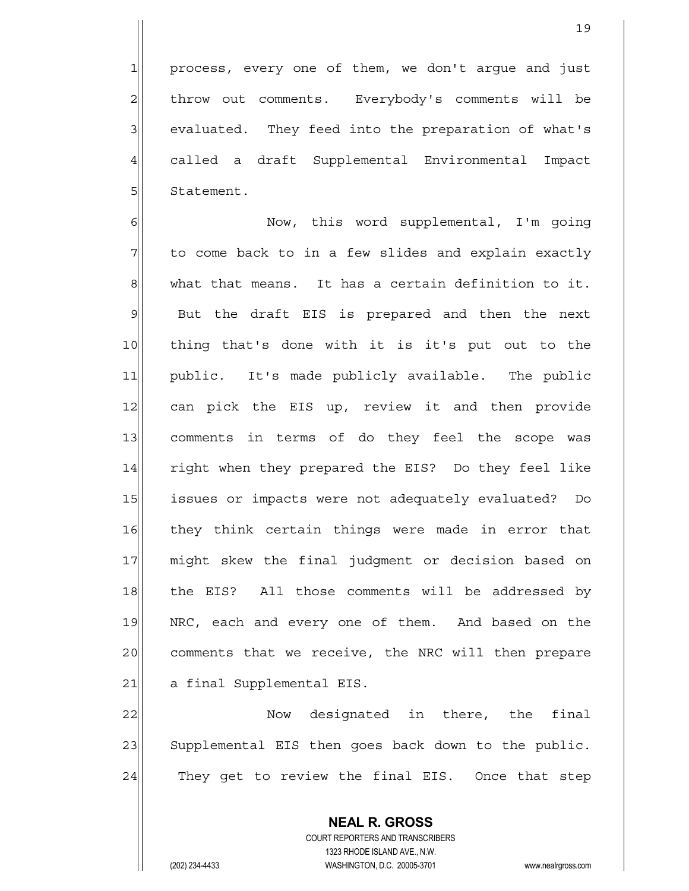process, every one of them, we don't argue and just throw out comments. Everybody's comments will be evaluated. They feed into the preparation of what's called a draft Supplemental Environmental Impact Statement.

Now, this word supplemental, I'm going to come back to in a few slides and explain exactly what that means. It has a certain definition to it. But the draft EIS is prepared and then the next thing that's done with it is it's put out to the public. It's made publicly available. The public can pick the EIS up, review it and then provide comments in terms of do they feel the scope was right when they prepared the EIS? Do they feel like issues or impacts were not adequately evaluated? Do they think certain things were made in error that might skew the final judgment or decision based on the EIS? All those comments will be addressed by NRC, each and every one of them. And based on the comments that we receive, the NRC will then prepare a final Supplemental EIS.

Now designated in there, the final Supplemental EIS then goes back down to the public. They get to review the final EIS. Once that step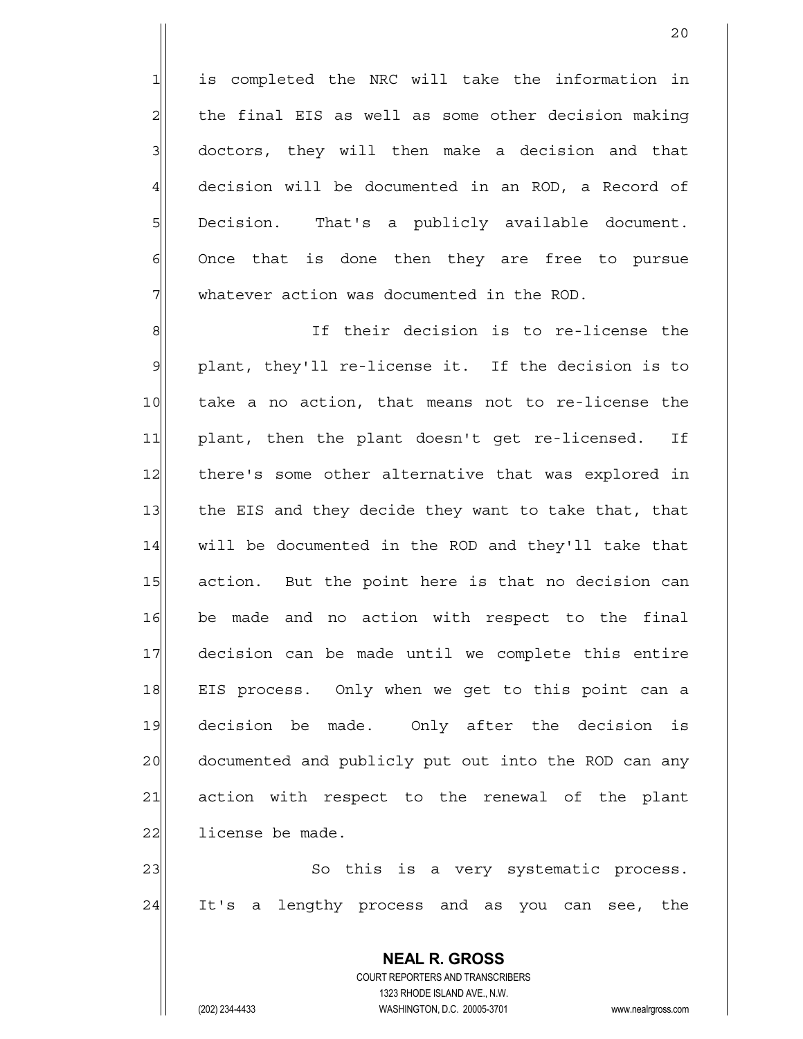is completed the NRC will take the information in the final EIS as well as some other decision making doctors, they will then make a decision and that decision will be documented in an ROD, a Record of Decision. That's a publicly available document. Once that is done then they are free to pursue whatever action was documented in the ROD.

If their decision is to re-license the plant, they'll re-license it. If the decision is to take a no action, that means not to re-license the plant, then the plant doesn't get re-licensed. If there's some other alternative that was explored in the EIS and they decide they want to take that, that will be documented in the ROD and they'll take that action. But the point here is that no decision can be made and no action with respect to the final decision can be made until we complete this entire EIS process. Only when we get to this point can a decision be made. Only after the decision is documented and publicly put out into the ROD can any action with respect to the renewal of the plant license be made.

So this is a very systematic process. It's a lengthy process and as you can see, the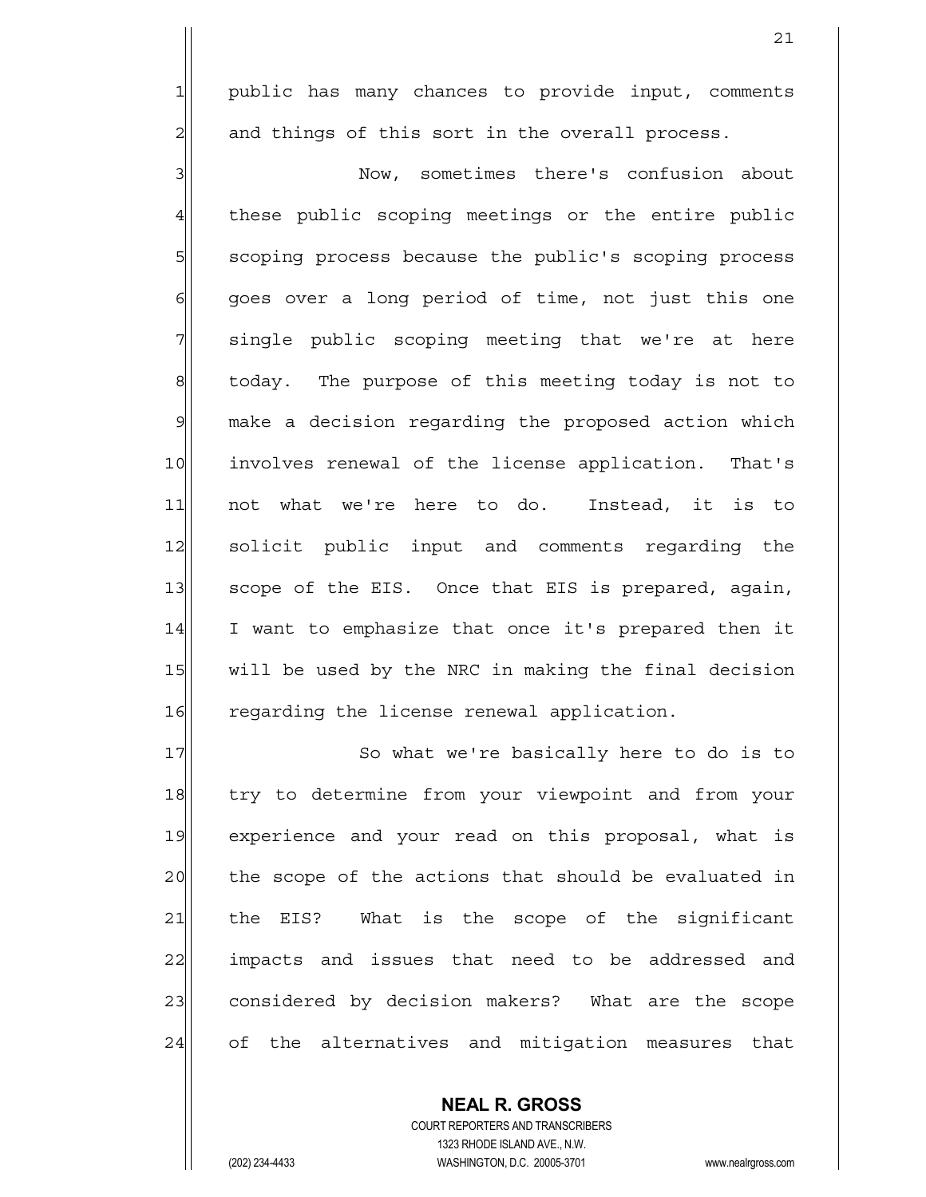public has many chances to provide input, comments and things of this sort in the overall process.

Now, sometimes there's confusion about these public scoping meetings or the entire public scoping process because the public's scoping process goes over a long period of time, not just this one single public scoping meeting that we're at here today. The purpose of this meeting today is not to make a decision regarding the proposed action which involves renewal of the license application. That's not what we're here to do. Instead, it is to solicit public input and comments regarding the scope of the EIS. Once that EIS is prepared, again, I want to emphasize that once it's prepared then it will be used by the NRC in making the final decision regarding the license renewal application.

So what we're basically here to do is to try to determine from your viewpoint and from your experience and your read on this proposal, what is the scope of the actions that should be evaluated in the EIS? What is the scope of the significant impacts and issues that need to be addressed and considered by decision makers? What are the scope of the alternatives and mitigation measures that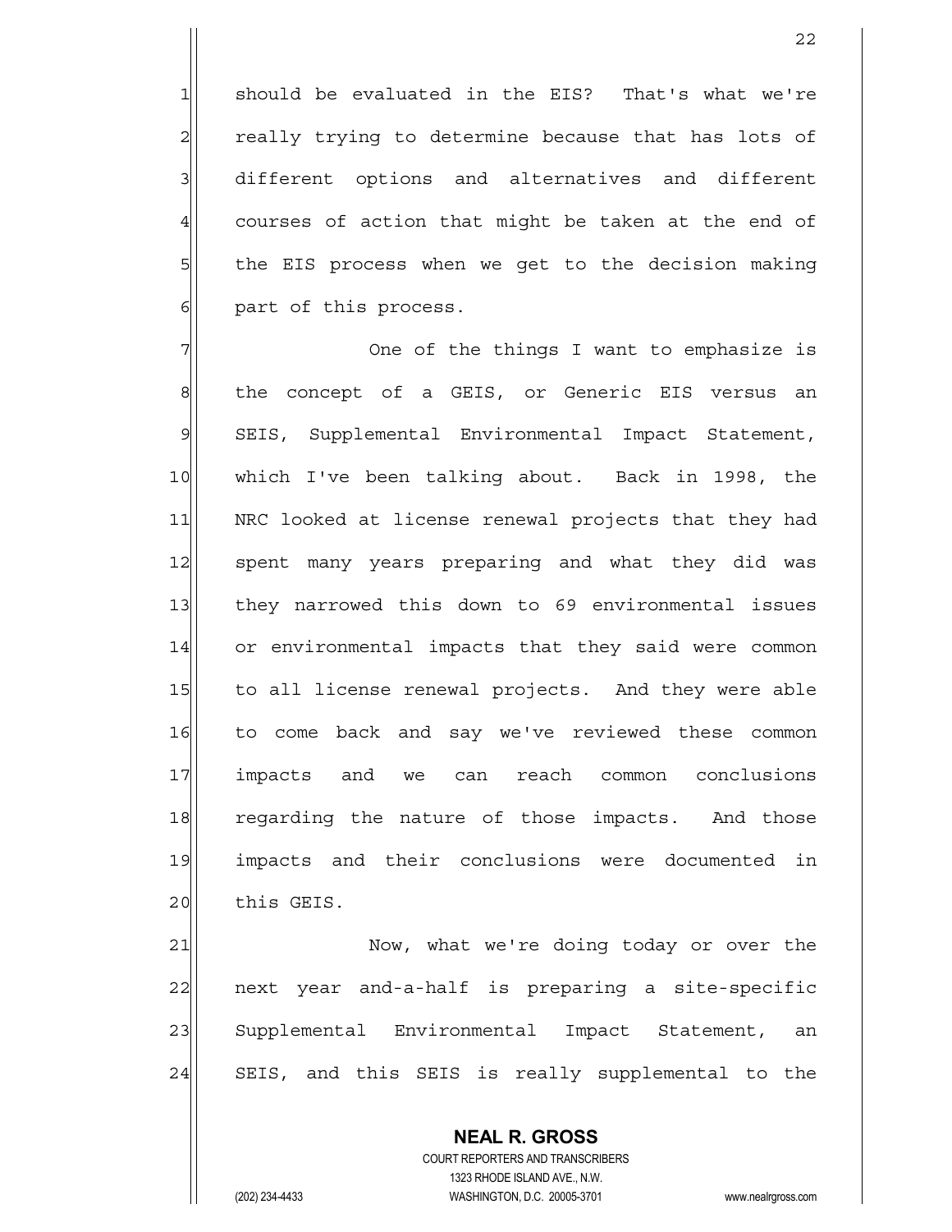should be evaluated in the EIS? That's what we're really trying to determine because that has lots of different options and alternatives and different courses of action that might be taken at the end of the EIS process when we get to the decision making part of this process.

One of the things I want to emphasize is the concept of a GEIS, or Generic EIS versus an SEIS, Supplemental Environmental Impact Statement, which I've been talking about. Back in 1998, the NRC looked at license renewal projects that they had spent many years preparing and what they did was they narrowed this down to 69 environmental issues or environmental impacts that they said were common to all license renewal projects. And they were able to come back and say we've reviewed these common impacts and we can reach common conclusions regarding the nature of those impacts. And those impacts and their conclusions were documented in this GEIS.

Now, what we're doing today or over the next year and-a-half is preparing a site-specific Supplemental Environmental Impact Statement, an SEIS, and this SEIS is really supplemental to the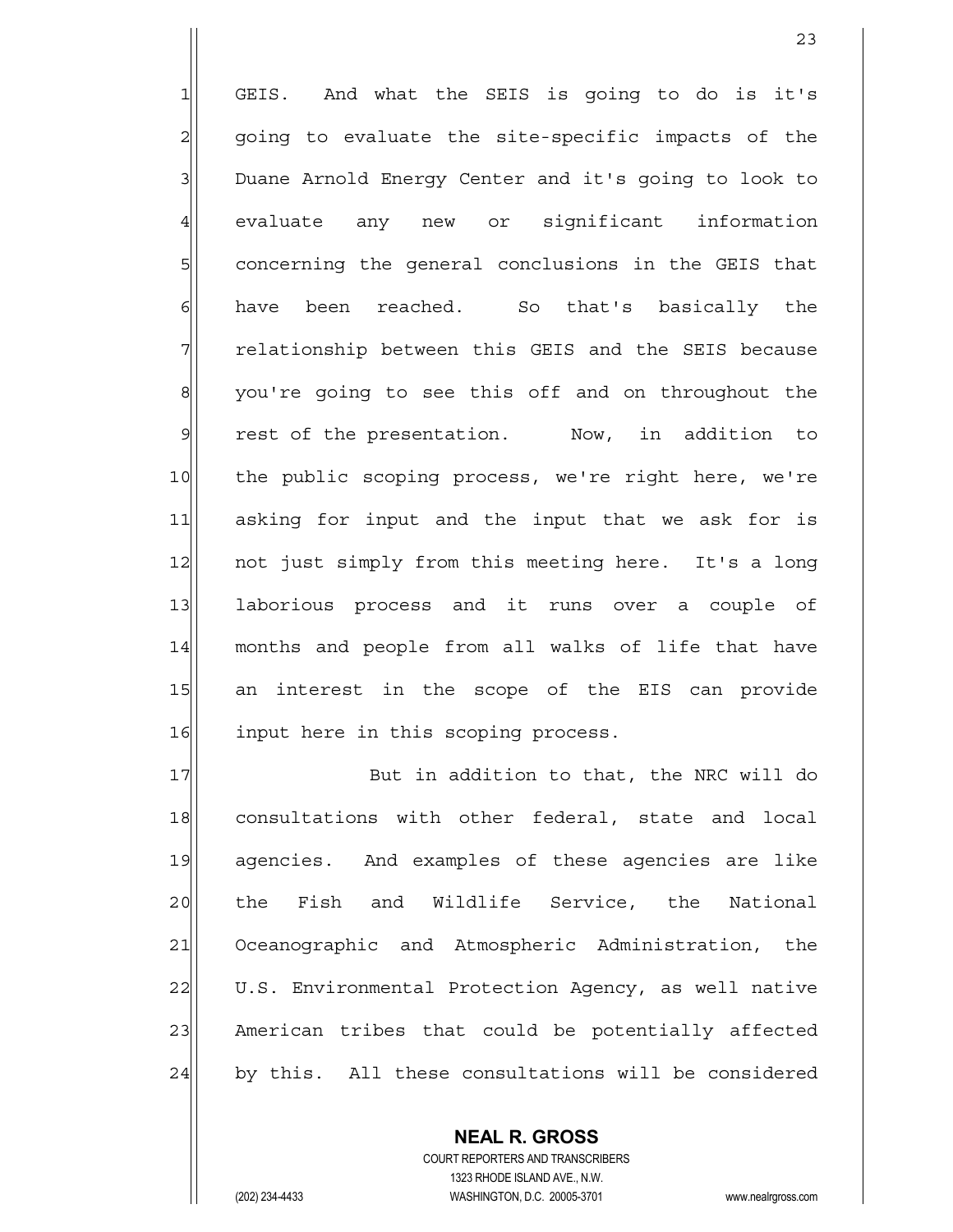GEIS. And what the SEIS is going to do is it's going to evaluate the site-specific impacts of the Duane Arnold Energy Center and it's going to look to evaluate any new or significant information concerning the general conclusions in the GEIS that have been reached. So that's basically the relationship between this GEIS and the SEIS because you're going to see this off and on throughout the rest of the presentation. Now, in addition to the public scoping process, we're right here, we're asking for input and the input that we ask for is not just simply from this meeting here. It's a long laborious process and it runs over a couple of months and people from all walks of life that have an interest in the scope of the EIS can provide input here in this scoping process.

But in addition to that, the NRC will do consultations with other federal, state and local agencies. And examples of these agencies are like the Fish and Wildlife Service, the National Oceanographic and Atmospheric Administration, the U.S. Environmental Protection Agency, as well native American tribes that could be potentially affected by this. All these consultations will be considered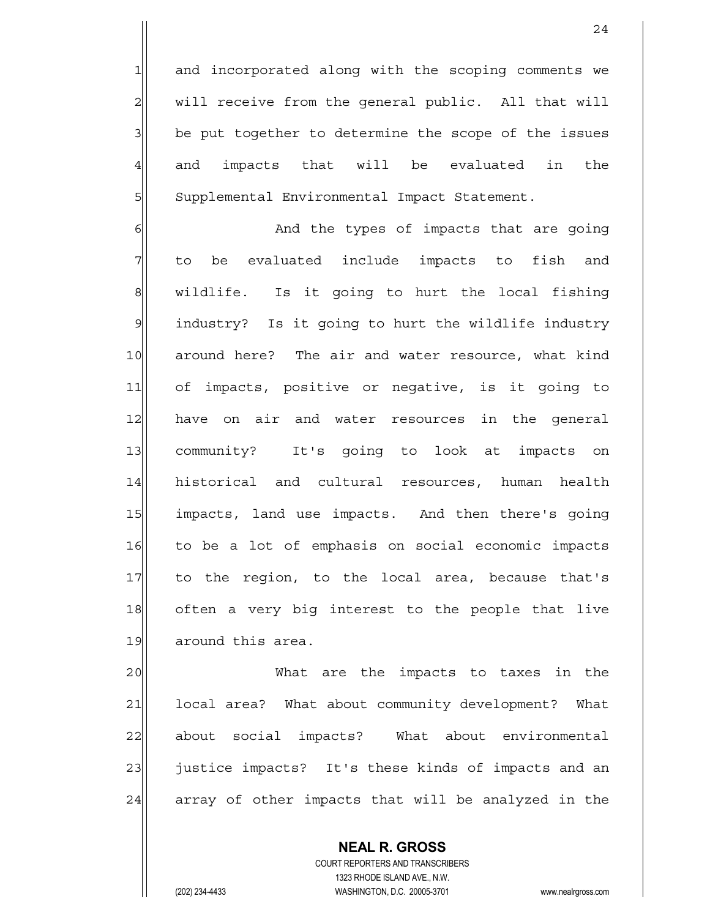and incorporated along with the scoping comments we will receive from the general public. All that will be put together to determine the scope of the issues and impacts that will be evaluated in the Supplemental Environmental Impact Statement.

And the types of impacts that are going to be evaluated include impacts to fish and wildlife. Is it going to hurt the local fishing industry? Is it going to hurt the wildlife industry around here? The air and water resource, what kind of impacts, positive or negative, is it going to have on air and water resources in the general community? It's going to look at impacts on historical and cultural resources, human health impacts, land use impacts. And then there's going to be a lot of emphasis on social economic impacts to the region, to the local area, because that's often a very big interest to the people that live around this area.

What are the impacts to taxes in the local area? What about community development? What about social impacts? What about environmental justice impacts? It's these kinds of impacts and an array of other impacts that will be analyzed in the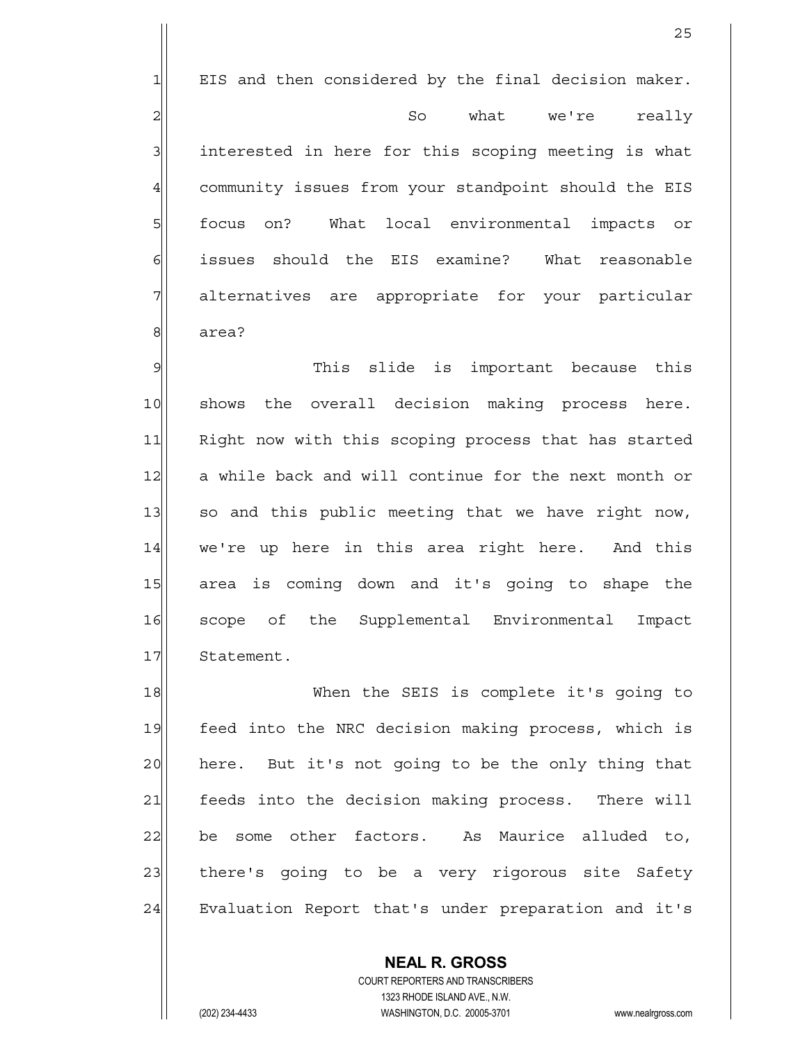EIS and then considered by the final decision maker.

So what we're really interested in here for this scoping meeting is what community issues from your standpoint should the EIS focus on? What local environmental impacts or issues should the EIS examine? What reasonable alternatives are appropriate for your particular area?

This slide is important because this shows the overall decision making process here. Right now with this scoping process that has started a while back and will continue for the next month or so and this public meeting that we have right now, we're up here in this area right here. And this area is coming down and it's going to shape the scope of the Supplemental Environmental Impact Statement.

When the SEIS is complete it's going to feed into the NRC decision making process, which is here. But it's not going to be the only thing that feeds into the decision making process. There will be some other factors. As Maurice alluded to, there's going to be a very rigorous site Safety Evaluation Report that's under preparation and it's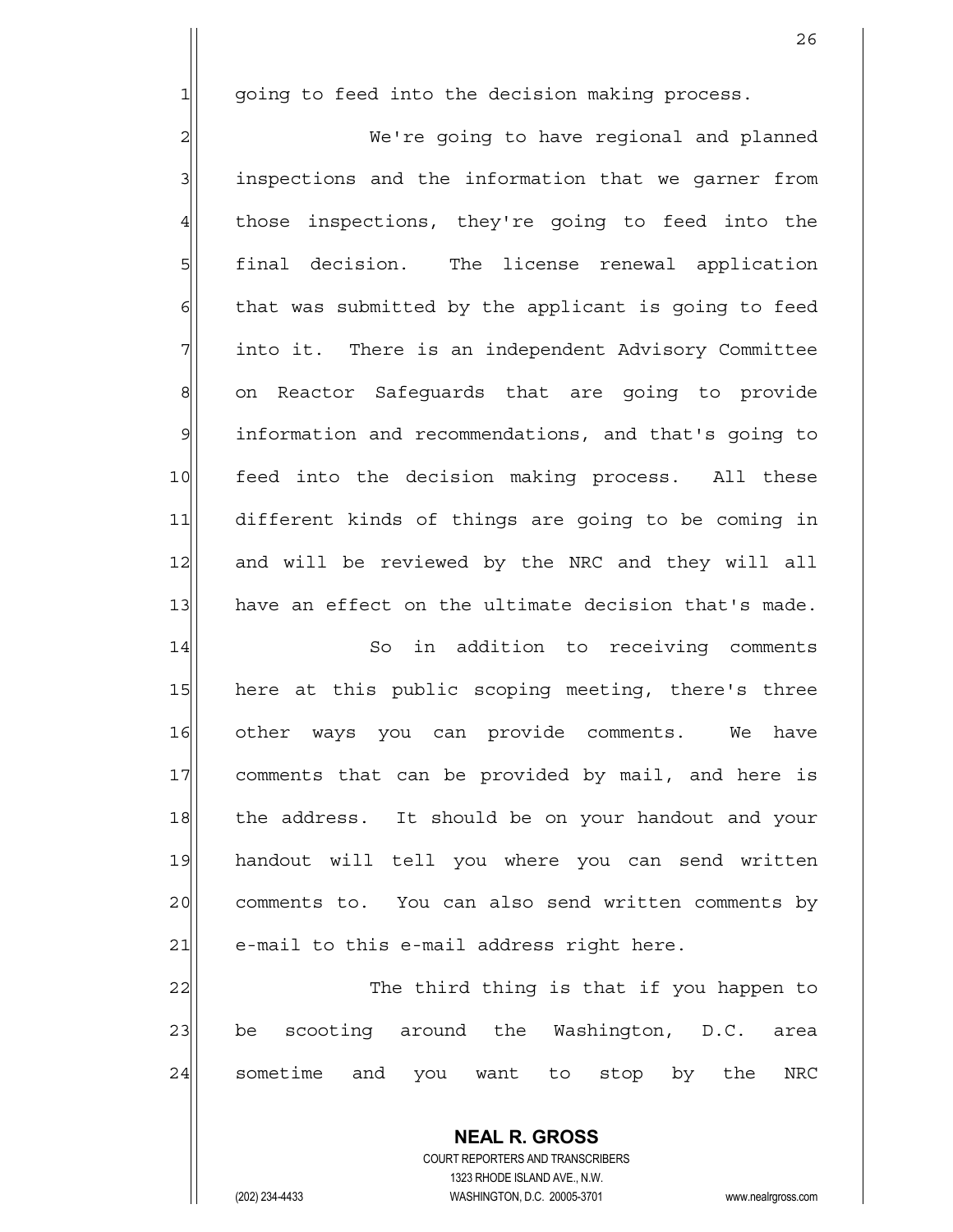going to feed into the decision making process.

We're going to have regional and planned inspections and the information that we garner from those inspections, they're going to feed into the final decision. The license renewal application that was submitted by the applicant is going to feed into it. There is an independent Advisory Committee on Reactor Safeguards that are going to provide information and recommendations, and that's going to feed into the decision making process. All these different kinds of things are going to be coming in and will be reviewed by the NRC and they will all have an effect on the ultimate decision that's made.

So in addition to receiving comments here at this public scoping meeting, there's three other ways you can provide comments. We have comments that can be provided by mail, and here is the address. It should be on your handout and your handout will tell you where you can send written comments to. You can also send written comments by e-mail to this e-mail address right here.

The third thing is that if you happen to be scooting around the Washington, D.C. area sometime and you want to stop by the NRC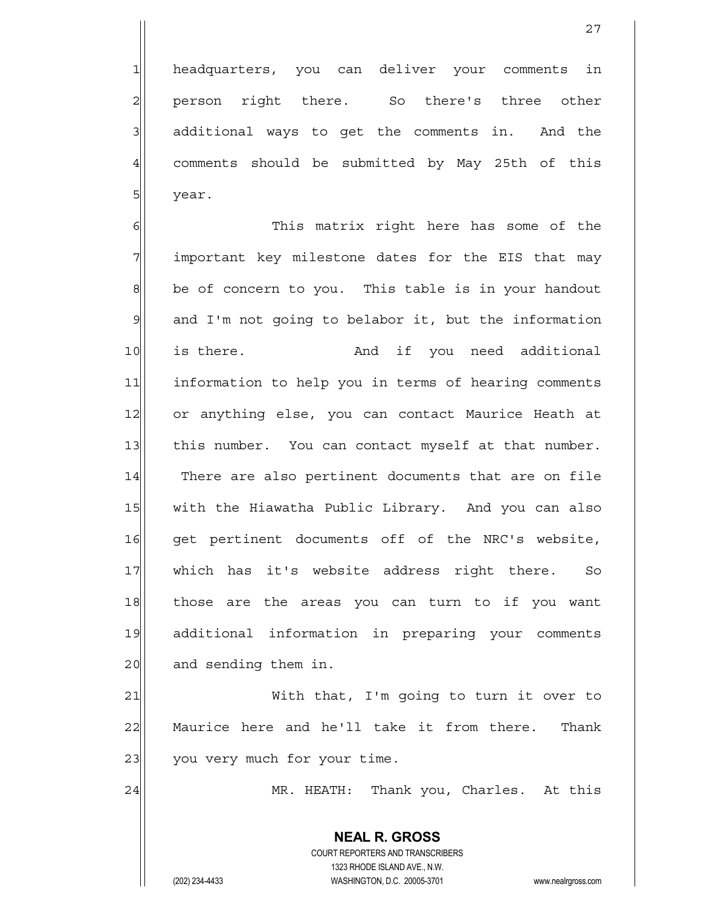headquarters, you can deliver your comments in person right there. So there's three other additional ways to get the comments in. And the comments should be submitted by May 25th of this year.

This matrix right here has some of the important key milestone dates for the EIS that may be of concern to you. This table is in your handout and I'm not going to belabor it, but the information is there. And if you need additional information to help you in terms of hearing comments or anything else, you can contact Maurice Heath at this number. You can contact myself at that number. There are also pertinent documents that are on file with the Hiawatha Public Library. And you can also get pertinent documents off of the NRC's website, which has it's website address right there. So those are the areas you can turn to if you want additional information in preparing your comments and sending them in.

With that, I'm going to turn it over to Maurice here and he'll take it from there. Thank you very much for your time.

MR. HEATH: Thank you, Charles. At this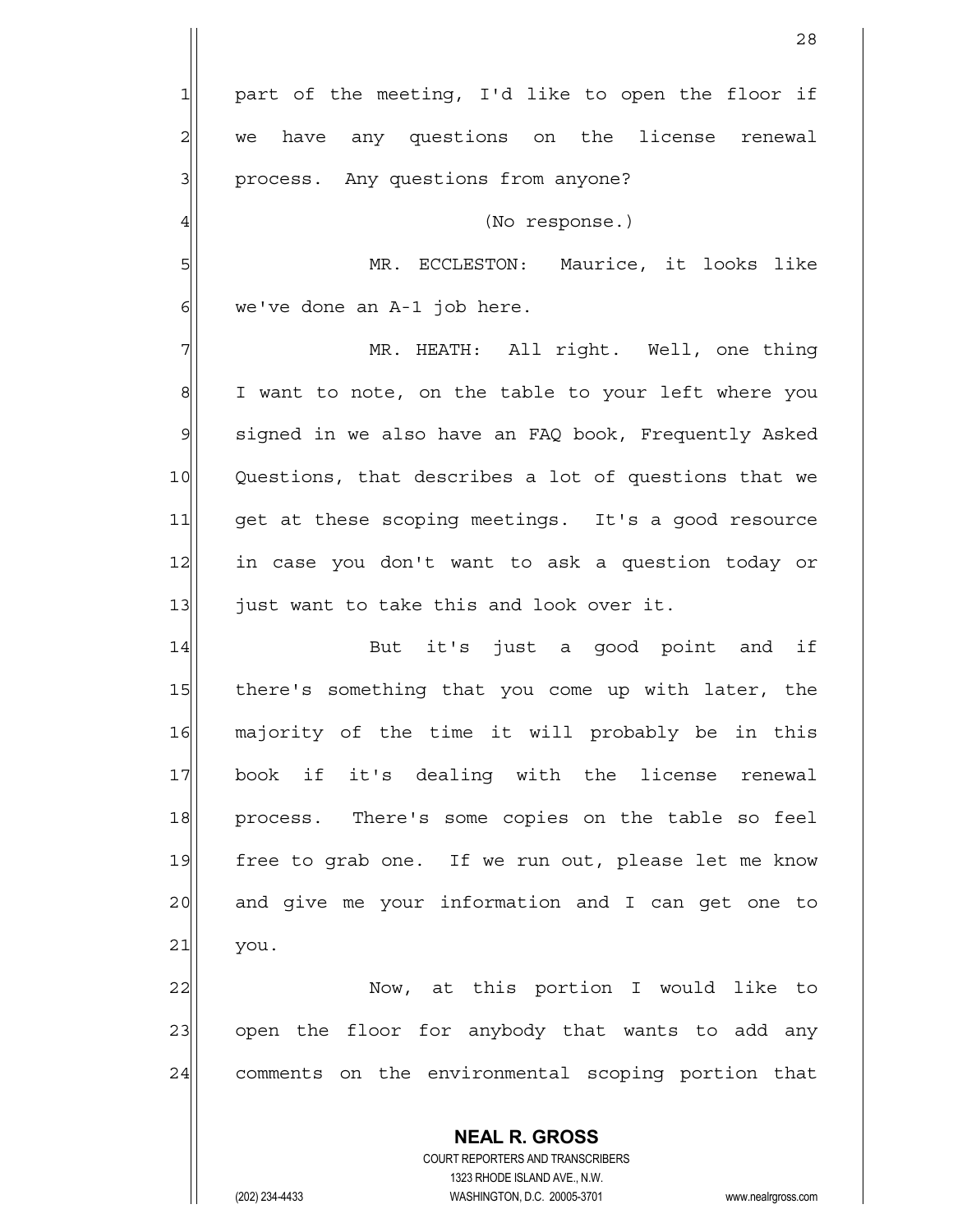part of the meeting, I'd like to open the floor if we have any questions on the license renewal process. Any questions from anyone?

(No response.)

MR. ECCLESTON: Maurice, it looks like we've done an A-1 job here.

MR. HEATH: All right. Well, one thing I want to note, on the table to your left where you signed in we also have an FAQ book, Frequently Asked Questions, that describes a lot of questions that we get at these scoping meetings. It's a good resource in case you don't want to ask a question today or just want to take this and look over it.

But it's just a good point and if there's something that you come up with later, the majority of the time it will probably be in this book if it's dealing with the license renewal process. There's some copies on the table so feel free to grab one. If we run out, please let me know and give me your information and I can get one to you.

Now, at this portion I would like to open the floor for anybody that wants to add any comments on the environmental scoping portion that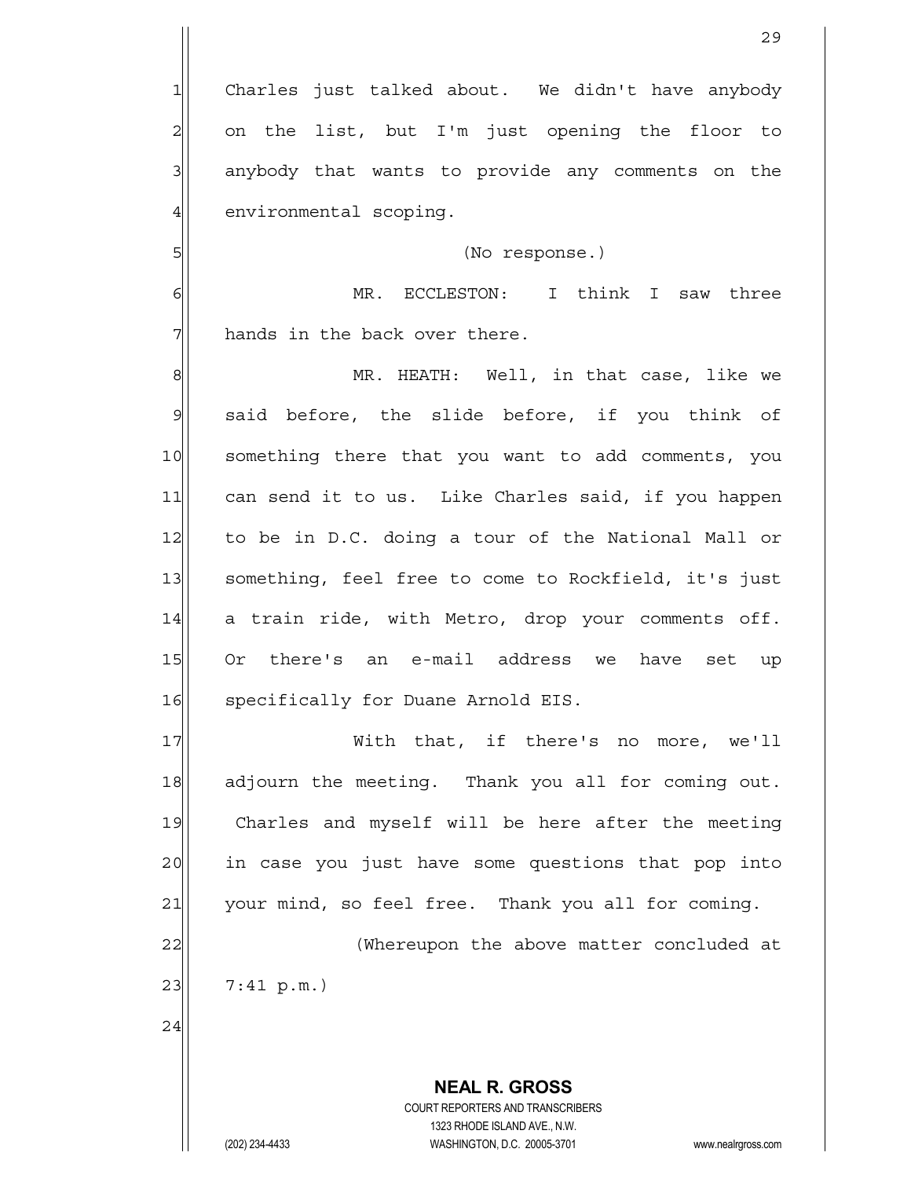Charles just talked about. We didn't have anybody on the list, but I'm just opening the floor to anybody that wants to provide any comments on the environmental scoping.

(No response.)

MR. ECCLESTON: I think I saw three hands in the back over there.

MR. HEATH: Well, in that case, like we said before, the slide before, if you think of something there that you want to add comments, you can send it to us. Like Charles said, if you happen to be in D.C. doing a tour of the National Mall or something, feel free to come to Rockfield, it's just a train ride, with Metro, drop your comments off. Or there's an e-mail address we have set up specifically for Duane Arnold EIS.

With that, if there's no more, we'll adjourn the meeting. Thank you all for coming out. Charles and myself will be here after the meeting in case you just have some questions that pop into your mind, so feel free. Thank you all for coming.

(Whereupon the above matter concluded at 7:41 p.m.)